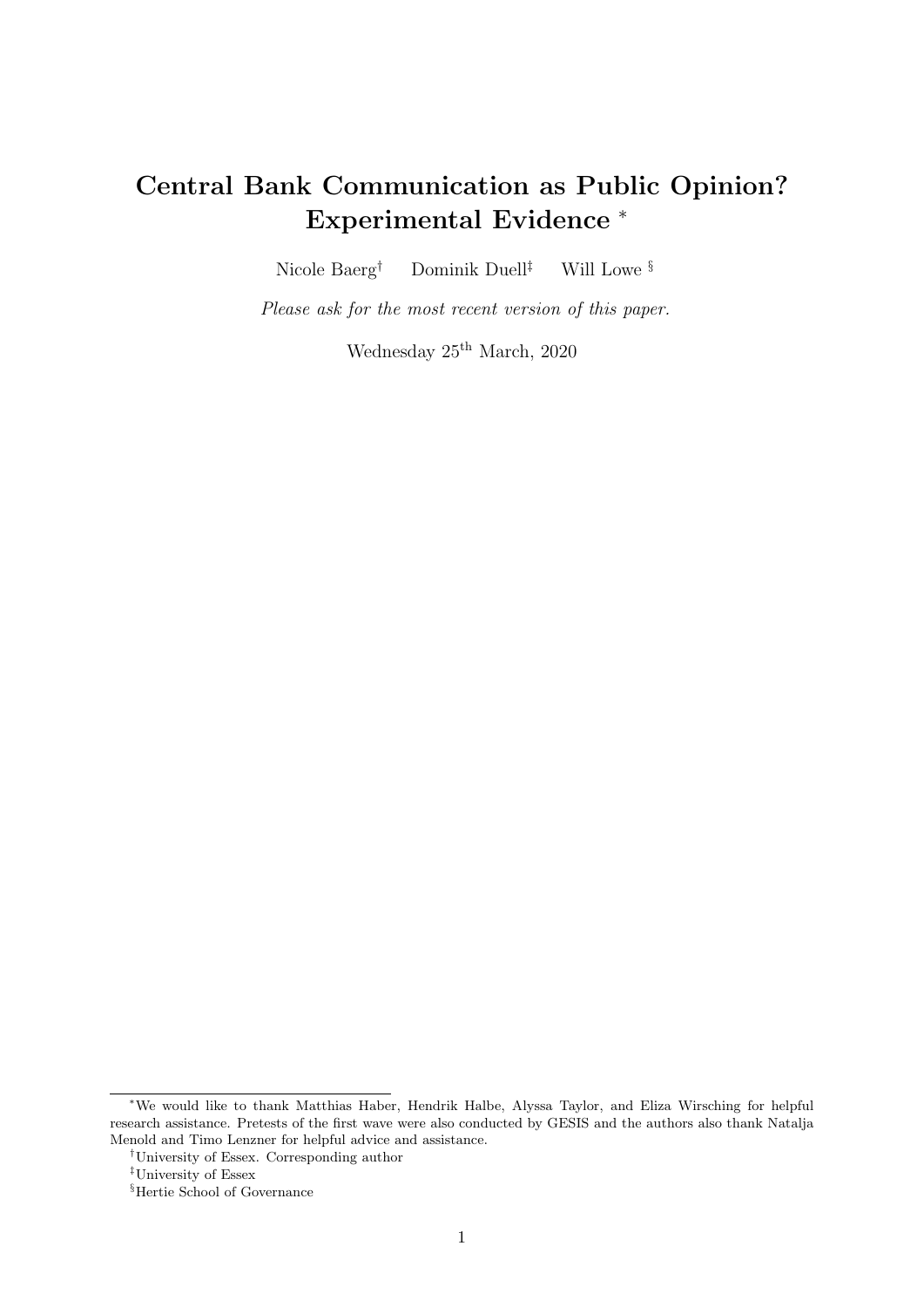# Central Bank Communication as Public Opinion? Experimental Evidence [*]

Nicole Baerg[†] Dominik Duell[‡] Will Lowe [§]

*Please ask for the most recent version of this paper.*

Wednesday 25th March, 2020

---

[*] We would like to thank Matthias Haber, Hendrik Halbe, Alyssa Taylor, and Eliza Wirsching for helpful research assistance. Pretests of the first wave were also conducted by GESIS and the authors also thank Natalja Menold and Timo Lenzner for helpful advice and assistance.

[†] University of Essex. Corresponding author

[‡] University of Essex

[§] Hertie School of Governance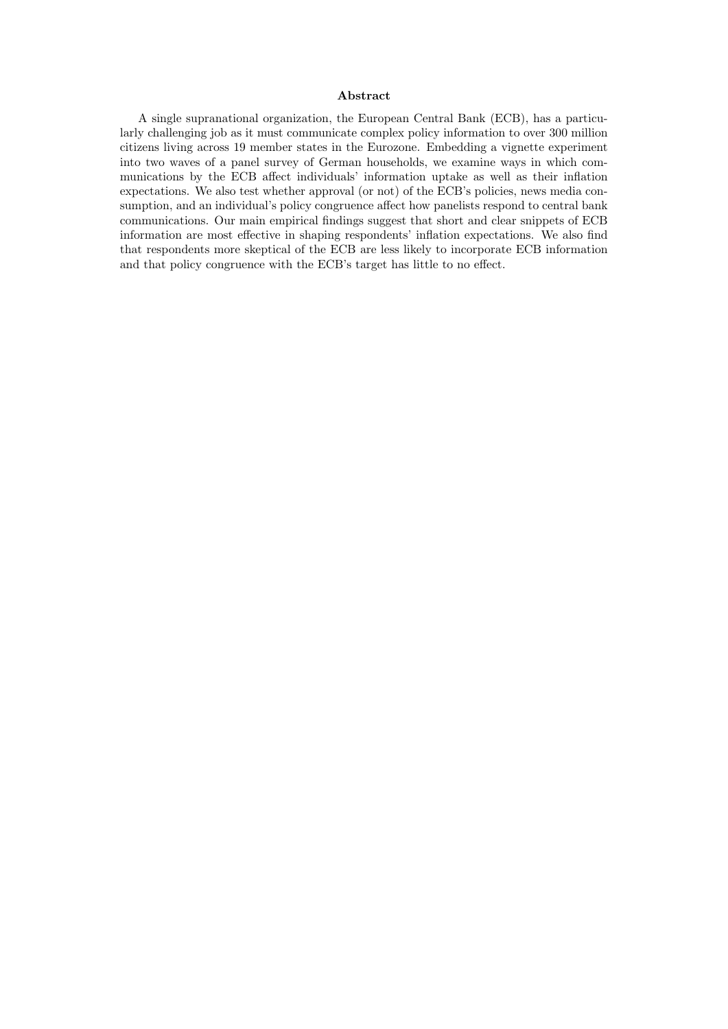## Abstract

A single supranational organization, the European Central Bank (ECB), has a particularly challenging job as it must communicate complex policy information to over 300 million citizens living across 19 member states in the Eurozone. Embedding a vignette experiment into two waves of a panel survey of German households, we examine ways in which communications by the ECB affect individuals' information uptake as well as their inflation expectations. We also test whether approval (or not) of the ECB's policies, news media consumption, and an individual's policy congruence affect how panelists respond to central bank communications. Our main empirical findings suggest that short and clear snippets of ECB information are most effective in shaping respondents' inflation expectations. We also find that respondents more skeptical of the ECB are less likely to incorporate ECB information and that policy congruence with the ECB's target has little to no effect.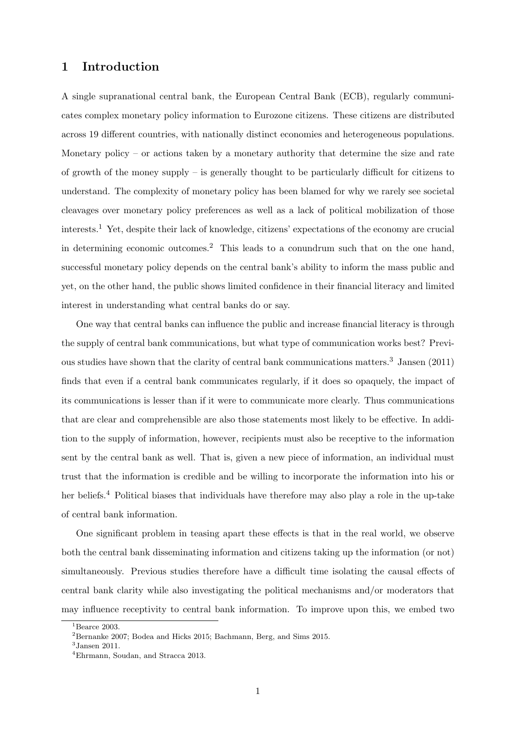## 1 Introduction

A single supranational central bank, the European Central Bank (ECB), regularly communicates complex monetary policy information to Eurozone citizens. These citizens are distributed across 19 different countries, with nationally distinct economies and heterogeneous populations. Monetary policy – or actions taken by a monetary authority that determine the size and rate of growth of the money supply – is generally thought to be particularly difficult for citizens to understand. The complexity of monetary policy has been blamed for why we rarely see societal cleavages over monetary policy preferences as well as a lack of political mobilization of those interests.[1] Yet, despite their lack of knowledge, citizens' expectations of the economy are crucial in determining economic outcomes.[2] This leads to a conundrum such that on the one hand, successful monetary policy depends on the central bank's ability to inform the mass public and yet, on the other hand, the public shows limited confidence in their financial literacy and limited interest in understanding what central banks do or say.

One way that central banks can influence the public and increase financial literacy is through the supply of central bank communications, but what type of communication works best? Previous studies have shown that the clarity of central bank communications matters.[3] Jansen (2011) finds that even if a central bank communicates regularly, if it does so opaquely, the impact of its communications is lesser than if it were to communicate more clearly. Thus communications that are clear and comprehensible are also those statements most likely to be effective. In addition to the supply of information, however, recipients must also be receptive to the information sent by the central bank as well. That is, given a new piece of information, an individual must trust that the information is credible and be willing to incorporate the information into his or her beliefs.[4] Political biases that individuals have therefore may also play a role in the up-take of central bank information.

One significant problem in teasing apart these effects is that in the real world, we observe both the central bank disseminating information and citizens taking up the information (or not) simultaneously. Previous studies therefore have a difficult time isolating the causal effects of central bank clarity while also investigating the political mechanisms and/or moderators that may influence receptivity to central bank information. To improve upon this, we embed two

[1] Bearce 2003.

[2] Bernanke 2007; Bodea and Hicks 2015; Bachmann, Berg, and Sims 2015.

[3] Jansen 2011.

[4] Ehrmann, Soudan, and Stracca 2013.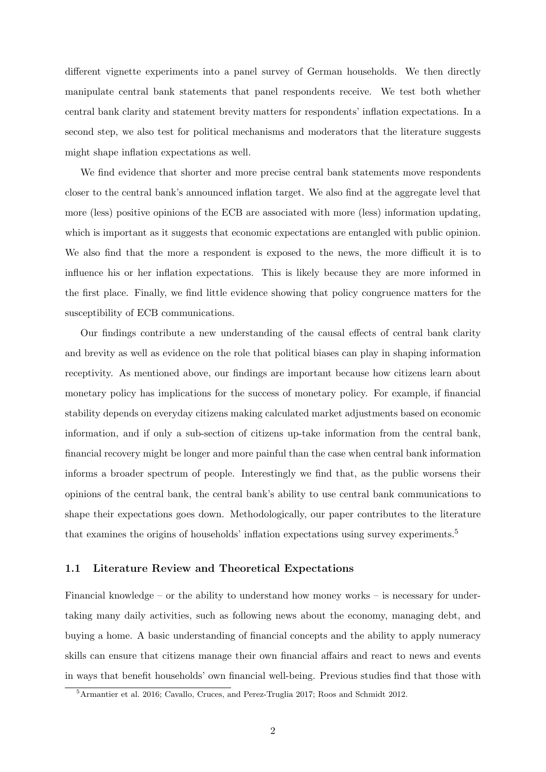different vignette experiments into a panel survey of German households. We then directly manipulate central bank statements that panel respondents receive. We test both whether central bank clarity and statement brevity matters for respondents' inflation expectations. In a second step, we also test for political mechanisms and moderators that the literature suggests might shape inflation expectations as well.

We find evidence that shorter and more precise central bank statements move respondents closer to the central bank's announced inflation target. We also find at the aggregate level that more (less) positive opinions of the ECB are associated with more (less) information updating, which is important as it suggests that economic expectations are entangled with public opinion. We also find that the more a respondent is exposed to the news, the more difficult it is to influence his or her inflation expectations. This is likely because they are more informed in the first place. Finally, we find little evidence showing that policy congruence matters for the susceptibility of ECB communications.

Our findings contribute a new understanding of the causal effects of central bank clarity and brevity as well as evidence on the role that political biases can play in shaping information receptivity. As mentioned above, our findings are important because how citizens learn about monetary policy has implications for the success of monetary policy. For example, if financial stability depends on everyday citizens making calculated market adjustments based on economic information, and if only a sub-section of citizens up-take information from the central bank, financial recovery might be longer and more painful than the case when central bank information informs a broader spectrum of people. Interestingly we find that, as the public worsens their opinions of the central bank, the central bank's ability to use central bank communications to shape their expectations goes down. Methodologically, our paper contributes to the literature that examines the origins of households' inflation expectations using survey experiments.[5]

### 1.1 Literature Review and Theoretical Expectations

Financial knowledge – or the ability to understand how money works – is necessary for undertaking many daily activities, such as following news about the economy, managing debt, and buying a home. A basic understanding of financial concepts and the ability to apply numeracy skills can ensure that citizens manage their own financial affairs and react to news and events in ways that benefit households' own financial well-being. Previous studies find that those with

[5] Armantier et al. 2016; Cavallo, Cruces, and Perez-Truglia 2017; Roos and Schmidt 2012.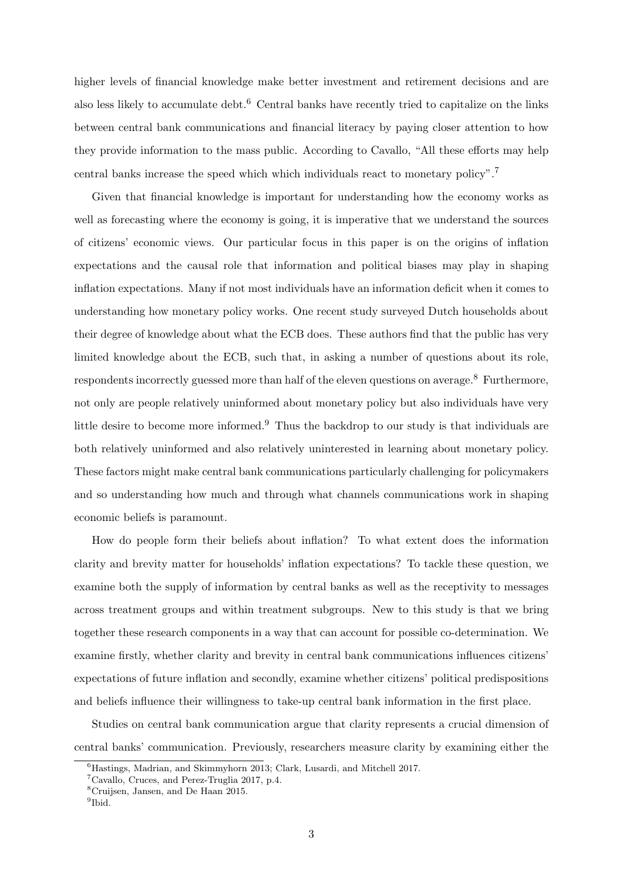higher levels of financial knowledge make better investment and retirement decisions and are also less likely to accumulate debt.[6] Central banks have recently tried to capitalize on the links between central bank communications and financial literacy by paying closer attention to how they provide information to the mass public. According to Cavallo, "All these efforts may help central banks increase the speed which which individuals react to monetary policy".[7]

Given that financial knowledge is important for understanding how the economy works as well as forecasting where the economy is going, it is imperative that we understand the sources of citizens' economic views. Our particular focus in this paper is on the origins of inflation expectations and the causal role that information and political biases may play in shaping inflation expectations. Many if not most individuals have an information deficit when it comes to understanding how monetary policy works. One recent study surveyed Dutch households about their degree of knowledge about what the ECB does. These authors find that the public has very limited knowledge about the ECB, such that, in asking a number of questions about its role, respondents incorrectly guessed more than half of the eleven questions on average.[8] Furthermore, not only are people relatively uninformed about monetary policy but also individuals have very little desire to become more informed.[9] Thus the backdrop to our study is that individuals are both relatively uninformed and also relatively uninterested in learning about monetary policy. These factors might make central bank communications particularly challenging for policymakers and so understanding how much and through what channels communications work in shaping economic beliefs is paramount.

How do people form their beliefs about inflation? To what extent does the information clarity and brevity matter for households' inflation expectations? To tackle these question, we examine both the supply of information by central banks as well as the receptivity to messages across treatment groups and within treatment subgroups. New to this study is that we bring together these research components in a way that can account for possible co-determination. We examine firstly, whether clarity and brevity in central bank communications influences citizens' expectations of future inflation and secondly, examine whether citizens' political predispositions and beliefs influence their willingness to take-up central bank information in the first place.

Studies on central bank communication argue that clarity represents a crucial dimension of central banks' communication. Previously, researchers measure clarity by examining either the

[6] Hastings, Madrian, and Skimmyhorn 2013; Clark, Lusardi, and Mitchell 2017.

[7] Cavallo, Cruces, and Perez-Truglia 2017, p.4.

[8] Cruijsen, Jansen, and De Haan 2015.

[9] Ibid.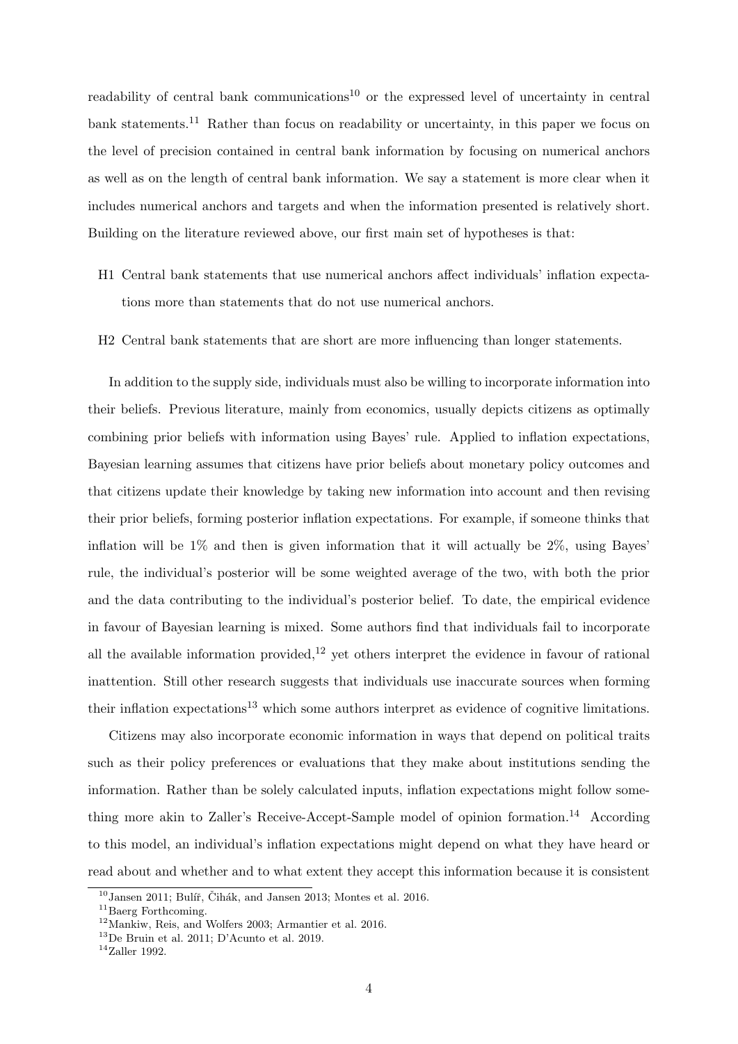readability of central bank communications[10] or the expressed level of uncertainty in central bank statements.[11] Rather than focus on readability or uncertainty, in this paper we focus on the level of precision contained in central bank information by focusing on numerical anchors as well as on the length of central bank information. We say a statement is more clear when it includes numerical anchors and targets and when the information presented is relatively short. Building on the literature reviewed above, our first main set of hypotheses is that:

- H1 Central bank statements that use numerical anchors affect individuals' inflation expectations more than statements that do not use numerical anchors.
- H2 Central bank statements that are short are more influencing than longer statements.

In addition to the supply side, individuals must also be willing to incorporate information into their beliefs. Previous literature, mainly from economics, usually depicts citizens as optimally combining prior beliefs with information using Bayes' rule. Applied to inflation expectations, Bayesian learning assumes that citizens have prior beliefs about monetary policy outcomes and that citizens update their knowledge by taking new information into account and then revising their prior beliefs, forming posterior inflation expectations. For example, if someone thinks that inflation will be 1% and then is given information that it will actually be 2%, using Bayes' rule, the individual's posterior will be some weighted average of the two, with both the prior and the data contributing to the individual's posterior belief. To date, the empirical evidence in favour of Bayesian learning is mixed. Some authors find that individuals fail to incorporate all the available information provided,[12] yet others interpret the evidence in favour of rational inattention. Still other research suggests that individuals use inaccurate sources when forming their inflation expectations[13] which some authors interpret as evidence of cognitive limitations.

Citizens may also incorporate economic information in ways that depend on political traits such as their policy preferences or evaluations that they make about institutions sending the information. Rather than be solely calculated inputs, inflation expectations might follow something more akin to Zaller's Receive-Accept-Sample model of opinion formation.[14] According to this model, an individual's inflation expectations might depend on what they have heard or read about and whether and to what extent they accept this information because it is consistent

---

[10] Jansen 2011; Bulíř, Čihák, and Jansen 2013; Montes et al. 2016.

[11] Baerg Forthcoming.

[12] Mankiw, Reis, and Wolfers 2003; Armantier et al. 2016.

[13] De Bruin et al. 2011; D'Acunto et al. 2019.

[14] Zaller 1992.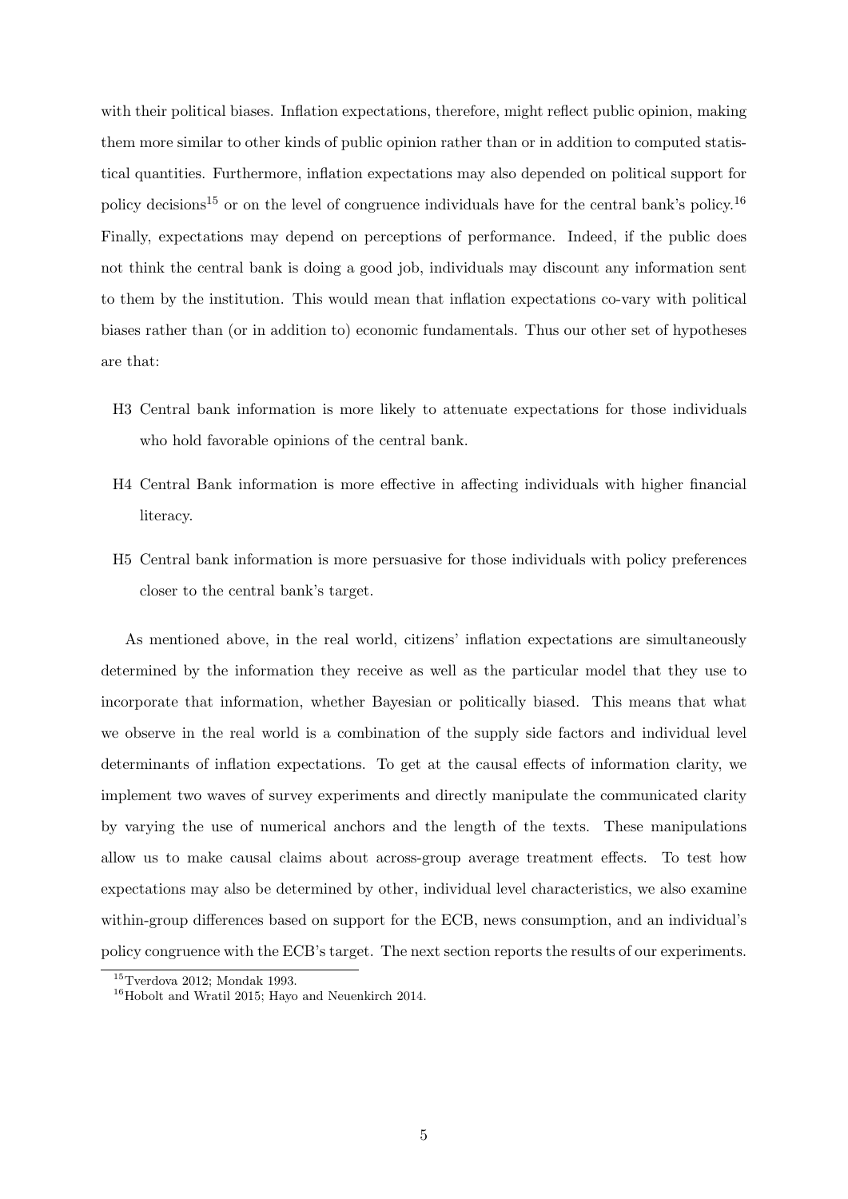with their political biases. Inflation expectations, therefore, might reflect public opinion, making them more similar to other kinds of public opinion rather than or in addition to computed statistical quantities. Furthermore, inflation expectations may also depended on political support for policy decisions[15] or on the level of congruence individuals have for the central bank's policy.[16] Finally, expectations may depend on perceptions of performance. Indeed, if the public does not think the central bank is doing a good job, individuals may discount any information sent to them by the institution. This would mean that inflation expectations co-vary with political biases rather than (or in addition to) economic fundamentals. Thus our other set of hypotheses are that:

- H3 Central bank information is more likely to attenuate expectations for those individuals who hold favorable opinions of the central bank.
- H4 Central Bank information is more effective in affecting individuals with higher financial literacy.
- H5 Central bank information is more persuasive for those individuals with policy preferences closer to the central bank's target.

As mentioned above, in the real world, citizens' inflation expectations are simultaneously determined by the information they receive as well as the particular model that they use to incorporate that information, whether Bayesian or politically biased. This means that what we observe in the real world is a combination of the supply side factors and individual level determinants of inflation expectations. To get at the causal effects of information clarity, we implement two waves of survey experiments and directly manipulate the communicated clarity by varying the use of numerical anchors and the length of the texts. These manipulations allow us to make causal claims about across-group average treatment effects. To test how expectations may also be determined by other, individual level characteristics, we also examine within-group differences based on support for the ECB, news consumption, and an individual's policy congruence with the ECB's target. The next section reports the results of our experiments.

[15] Tverdova 2012; Mondak 1993.

[16] Hobolt and Wratil 2015; Hayo and Neuenkirch 2014.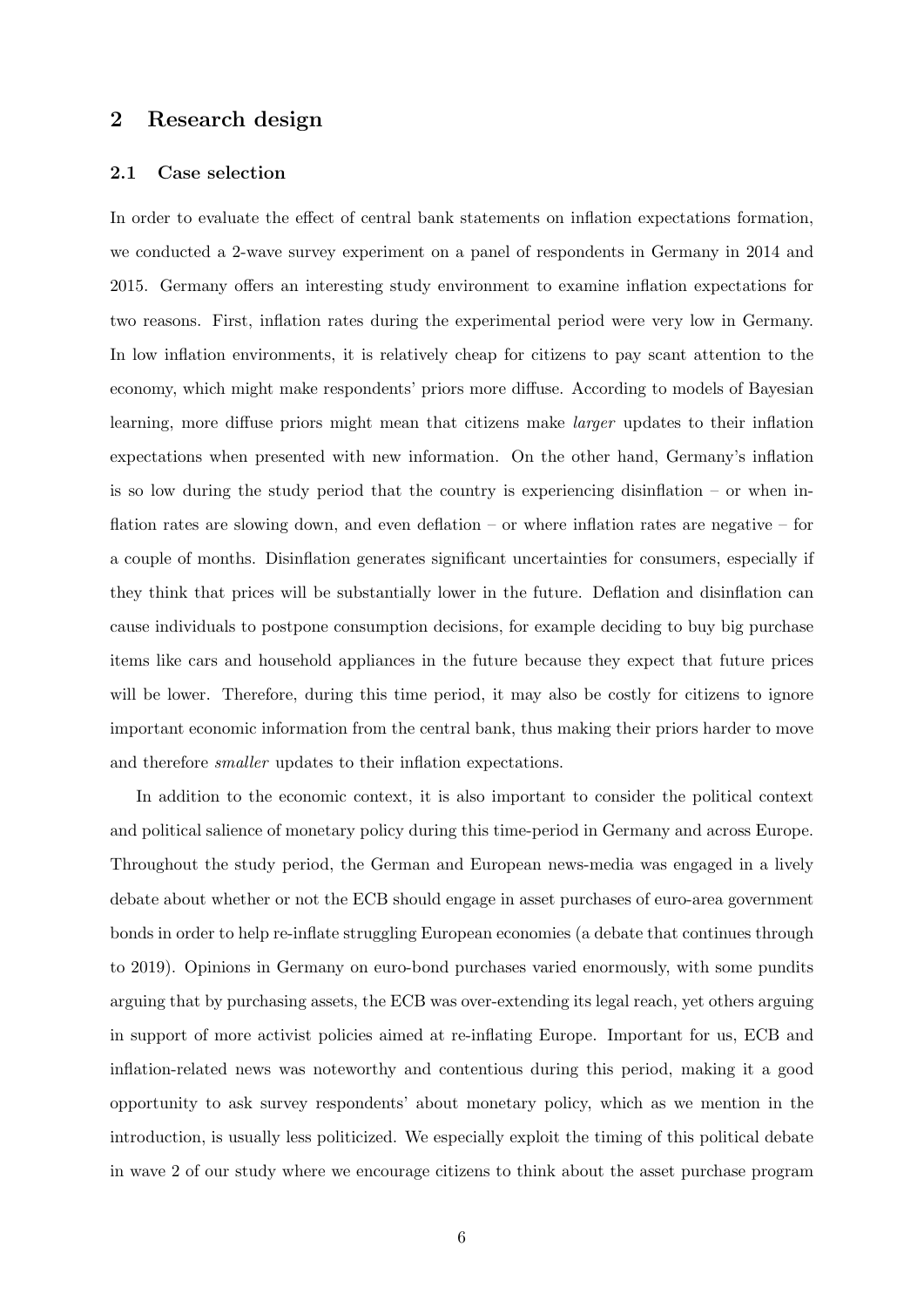## 2 Research design

### 2.1 Case selection

In order to evaluate the effect of central bank statements on inflation expectations formation, we conducted a 2-wave survey experiment on a panel of respondents in Germany in 2014 and 2015. Germany offers an interesting study environment to examine inflation expectations for two reasons. First, inflation rates during the experimental period were very low in Germany. In low inflation environments, it is relatively cheap for citizens to pay scant attention to the economy, which might make respondents' priors more diffuse. According to models of Bayesian learning, more diffuse priors might mean that citizens make *larger* updates to their inflation expectations when presented with new information. On the other hand, Germany's inflation is so low during the study period that the country is experiencing disinflation – or when inflation rates are slowing down, and even deflation – or where inflation rates are negative – for a couple of months. Disinflation generates significant uncertainties for consumers, especially if they think that prices will be substantially lower in the future. Deflation and disinflation can cause individuals to postpone consumption decisions, for example deciding to buy big purchase items like cars and household appliances in the future because they expect that future prices will be lower. Therefore, during this time period, it may also be costly for citizens to ignore important economic information from the central bank, thus making their priors harder to move and therefore *smaller* updates to their inflation expectations.

In addition to the economic context, it is also important to consider the political context and political salience of monetary policy during this time-period in Germany and across Europe. Throughout the study period, the German and European news-media was engaged in a lively debate about whether or not the ECB should engage in asset purchases of euro-area government bonds in order to help re-inflate struggling European economies (a debate that continues through to 2019). Opinions in Germany on euro-bond purchases varied enormously, with some pundits arguing that by purchasing assets, the ECB was over-extending its legal reach, yet others arguing in support of more activist policies aimed at re-inflating Europe. Important for us, ECB and inflation-related news was noteworthy and contentious during this period, making it a good opportunity to ask survey respondents' about monetary policy, which as we mention in the introduction, is usually less politicized. We especially exploit the timing of this political debate in wave 2 of our study where we encourage citizens to think about the asset purchase program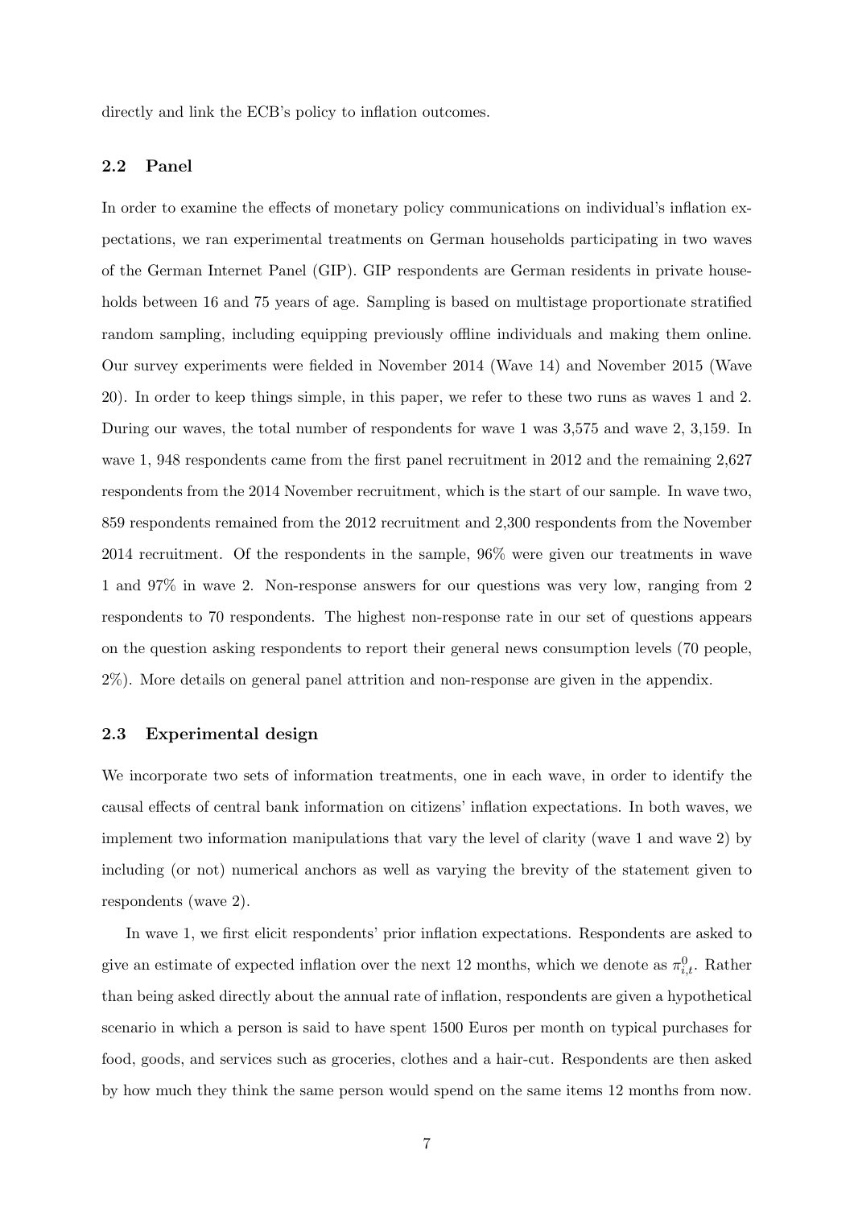directly and link the ECB's policy to inflation outcomes.

### 2.2 Panel

In order to examine the effects of monetary policy communications on individual's inflation expectations, we ran experimental treatments on German households participating in two waves of the German Internet Panel (GIP). GIP respondents are German residents in private households between 16 and 75 years of age. Sampling is based on multistage proportionate stratified random sampling, including equipping previously offline individuals and making them online. Our survey experiments were fielded in November 2014 (Wave 14) and November 2015 (Wave 20). In order to keep things simple, in this paper, we refer to these two runs as waves 1 and 2. During our waves, the total number of respondents for wave 1 was 3,575 and wave 2, 3,159. In wave 1, 948 respondents came from the first panel recruitment in 2012 and the remaining 2,627 respondents from the 2014 November recruitment, which is the start of our sample. In wave two, 859 respondents remained from the 2012 recruitment and 2,300 respondents from the November 2014 recruitment. Of the respondents in the sample, 96% were given our treatments in wave 1 and 97% in wave 2. Non-response answers for our questions was very low, ranging from 2 respondents to 70 respondents. The highest non-response rate in our set of questions appears on the question asking respondents to report their general news consumption levels (70 people, 2%). More details on general panel attrition and non-response are given in the appendix.

### 2.3 Experimental design

We incorporate two sets of information treatments, one in each wave, in order to identify the causal effects of central bank information on citizens' inflation expectations. In both waves, we implement two information manipulations that vary the level of clarity (wave 1 and wave 2) by including (or not) numerical anchors as well as varying the brevity of the statement given to respondents (wave 2).

In wave 1, we first elicit respondents' prior inflation expectations. Respondents are asked to give an estimate of expected inflation over the next 12 months, which we denote as $\pi^0_{i,t}$. Rather than being asked directly about the annual rate of inflation, respondents are given a hypothetical scenario in which a person is said to have spent 1500 Euros per month on typical purchases for food, goods, and services such as groceries, clothes and a hair-cut. Respondents are then asked by how much they think the same person would spend on the same items 12 months from now.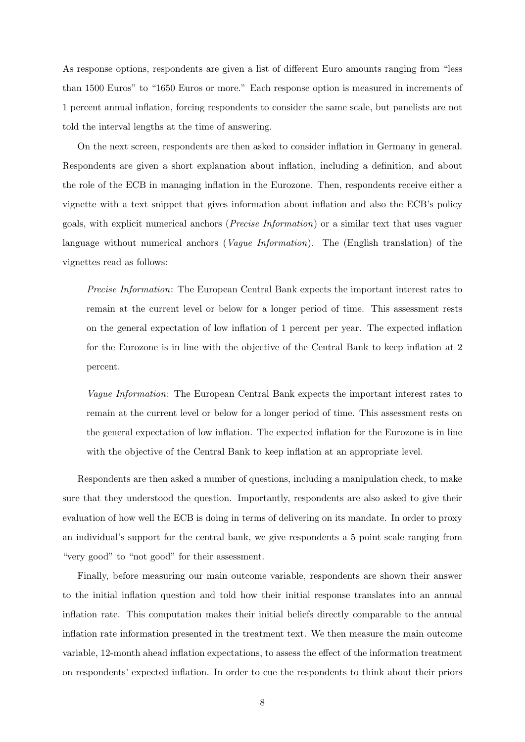As response options, respondents are given a list of different Euro amounts ranging from "less than 1500 Euros" to "1650 Euros or more." Each response option is measured in increments of 1 percent annual inflation, forcing respondents to consider the same scale, but panelists are not told the interval lengths at the time of answering.

On the next screen, respondents are then asked to consider inflation in Germany in general. Respondents are given a short explanation about inflation, including a definition, and about the role of the ECB in managing inflation in the Eurozone. Then, respondents receive either a vignette with a text snippet that gives information about inflation and also the ECB's policy goals, with explicit numerical anchors (*Precise Information*) or a similar text that uses vaguer language without numerical anchors (*Vague Information*). The (English translation) of the vignettes read as follows:

> *Precise Information*: The European Central Bank expects the important interest rates to remain at the current level or below for a longer period of time. This assessment rests on the general expectation of low inflation of 1 percent per year. The expected inflation for the Eurozone is in line with the objective of the Central Bank to keep inflation at 2 percent.

> *Vague Information*: The European Central Bank expects the important interest rates to remain at the current level or below for a longer period of time. This assessment rests on the general expectation of low inflation. The expected inflation for the Eurozone is in line with the objective of the Central Bank to keep inflation at an appropriate level.

Respondents are then asked a number of questions, including a manipulation check, to make sure that they understood the question. Importantly, respondents are also asked to give their evaluation of how well the ECB is doing in terms of delivering on its mandate. In order to proxy an individual's support for the central bank, we give respondents a 5 point scale ranging from "very good" to "not good" for their assessment.

Finally, before measuring our main outcome variable, respondents are shown their answer to the initial inflation question and told how their initial response translates into an annual inflation rate. This computation makes their initial beliefs directly comparable to the annual inflation rate information presented in the treatment text. We then measure the main outcome variable, 12-month ahead inflation expectations, to assess the effect of the information treatment on respondents' expected inflation. In order to cue the respondents to think about their priors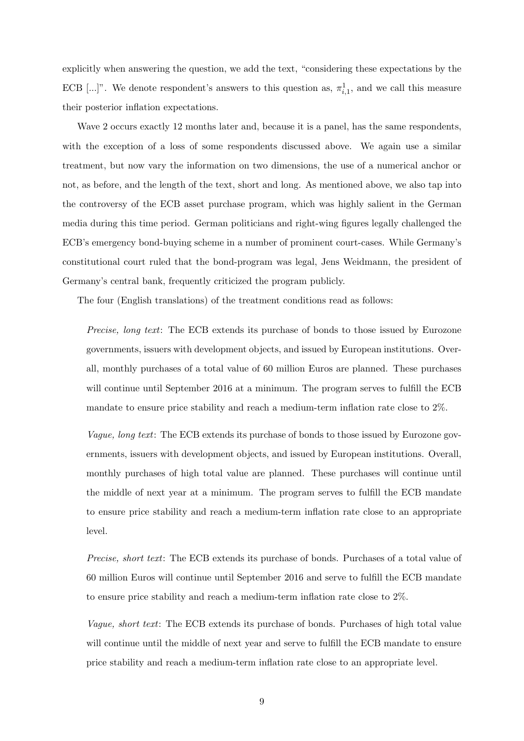explicitly when answering the question, we add the text, "considering these expectations by the ECB [...]". We denote respondent's answers to this question as, $\pi^1_{i,1}$, and we call this measure their posterior inflation expectations.

Wave 2 occurs exactly 12 months later and, because it is a panel, has the same respondents, with the exception of a loss of some respondents discussed above. We again use a similar treatment, but now vary the information on two dimensions, the use of a numerical anchor or not, as before, and the length of the text, short and long. As mentioned above, we also tap into the controversy of the ECB asset purchase program, which was highly salient in the German media during this time period. German politicians and right-wing figures legally challenged the ECB's emergency bond-buying scheme in a number of prominent court-cases. While Germany's constitutional court ruled that the bond-program was legal, Jens Weidmann, the president of Germany's central bank, frequently criticized the program publicly.

The four (English translations) of the treatment conditions read as follows:

*Precise, long text*: The ECB extends its purchase of bonds to those issued by Eurozone governments, issuers with development objects, and issued by European institutions. Overall, monthly purchases of a total value of 60 million Euros are planned. These purchases will continue until September 2016 at a minimum. The program serves to fulfill the ECB mandate to ensure price stability and reach a medium-term inflation rate close to 2%.

*Vague, long text*: The ECB extends its purchase of bonds to those issued by Eurozone governments, issuers with development objects, and issued by European institutions. Overall, monthly purchases of high total value are planned. These purchases will continue until the middle of next year at a minimum. The program serves to fulfill the ECB mandate to ensure price stability and reach a medium-term inflation rate close to an appropriate level.

*Precise, short text*: The ECB extends its purchase of bonds. Purchases of a total value of 60 million Euros will continue until September 2016 and serve to fulfill the ECB mandate to ensure price stability and reach a medium-term inflation rate close to 2%.

*Vague, short text*: The ECB extends its purchase of bonds. Purchases of high total value will continue until the middle of next year and serve to fulfill the ECB mandate to ensure price stability and reach a medium-term inflation rate close to an appropriate level.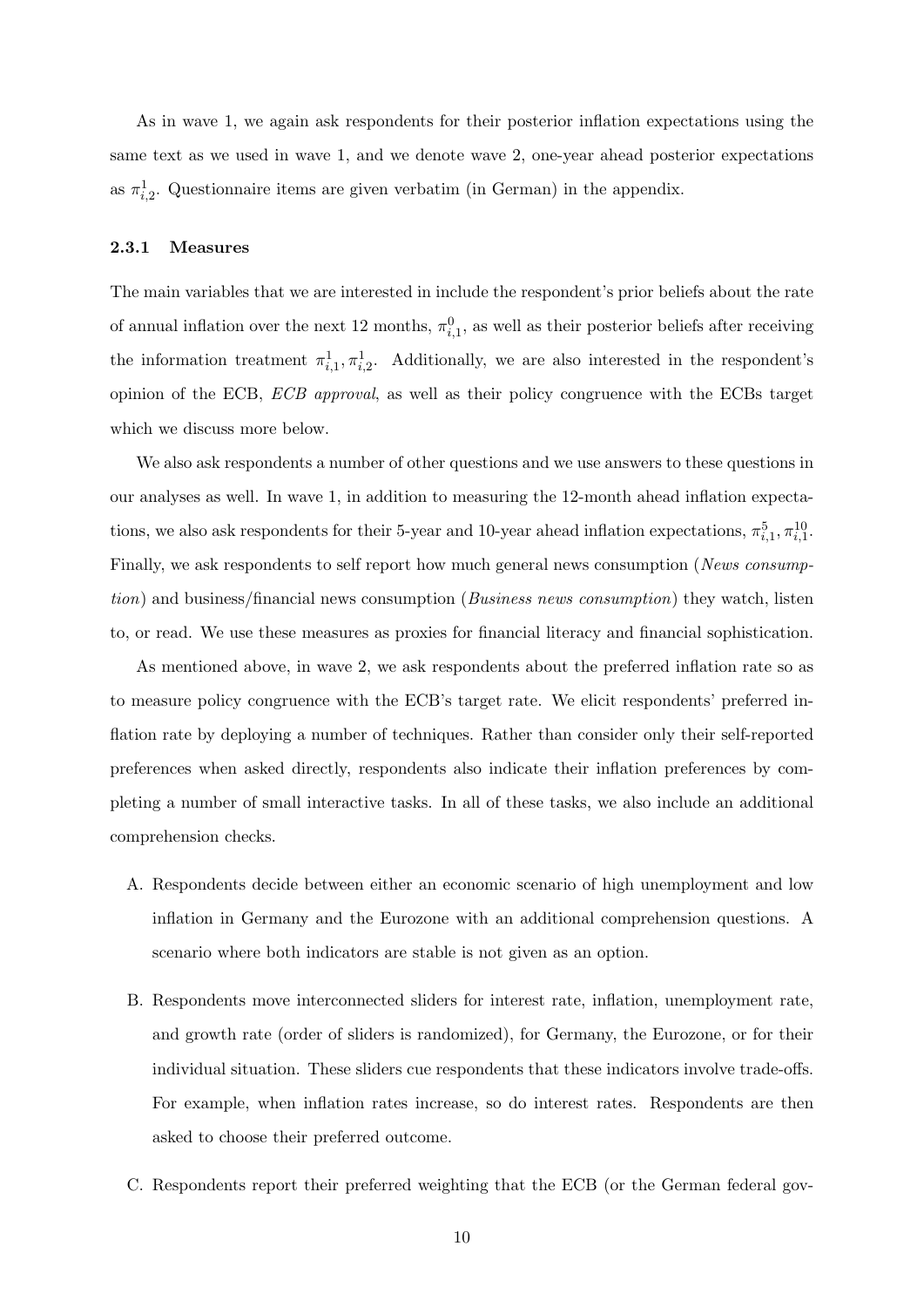As in wave 1, we again ask respondents for their posterior inflation expectations using the same text as we used in wave 1, and we denote wave 2, one-year ahead posterior expectations as $\pi^1_{i,2}$. Questionnaire items are given verbatim (in German) in the appendix.

### 2.3.1 Measures

The main variables that we are interested in include the respondent's prior beliefs about the rate of annual inflation over the next 12 months, $\pi^0_{i,1}$, as well as their posterior beliefs after receiving the information treatment $\pi^1_{i,1}, \pi^1_{i,2}$. Additionally, we are also interested in the respondent's opinion of the ECB, *ECB approval*, as well as their policy congruence with the ECBs target which we discuss more below.

We also ask respondents a number of other questions and we use answers to these questions in our analyses as well. In wave 1, in addition to measuring the 12-month ahead inflation expectations, we also ask respondents for their 5-year and 10-year ahead inflation expectations, $\pi^5_{i,1}, \pi^{10}_{i,1}$. Finally, we ask respondents to self report how much general news consumption (*News consumption*) and business/financial news consumption (*Business news consumption*) they watch, listen to, or read. We use these measures as proxies for financial literacy and financial sophistication.

As mentioned above, in wave 2, we ask respondents about the preferred inflation rate so as to measure policy congruence with the ECB's target rate. We elicit respondents' preferred inflation rate by deploying a number of techniques. Rather than consider only their self-reported preferences when asked directly, respondents also indicate their inflation preferences by completing a number of small interactive tasks. In all of these tasks, we also include an additional comprehension checks.

A. Respondents decide between either an economic scenario of high unemployment and low inflation in Germany and the Eurozone with an additional comprehension questions. A scenario where both indicators are stable is not given as an option.

B. Respondents move interconnected sliders for interest rate, inflation, unemployment rate, and growth rate (order of sliders is randomized), for Germany, the Eurozone, or for their individual situation. These sliders cue respondents that these indicators involve trade-offs. For example, when inflation rates increase, so do interest rates. Respondents are then asked to choose their preferred outcome.

C. Respondents report their preferred weighting that the ECB (or the German federal gov-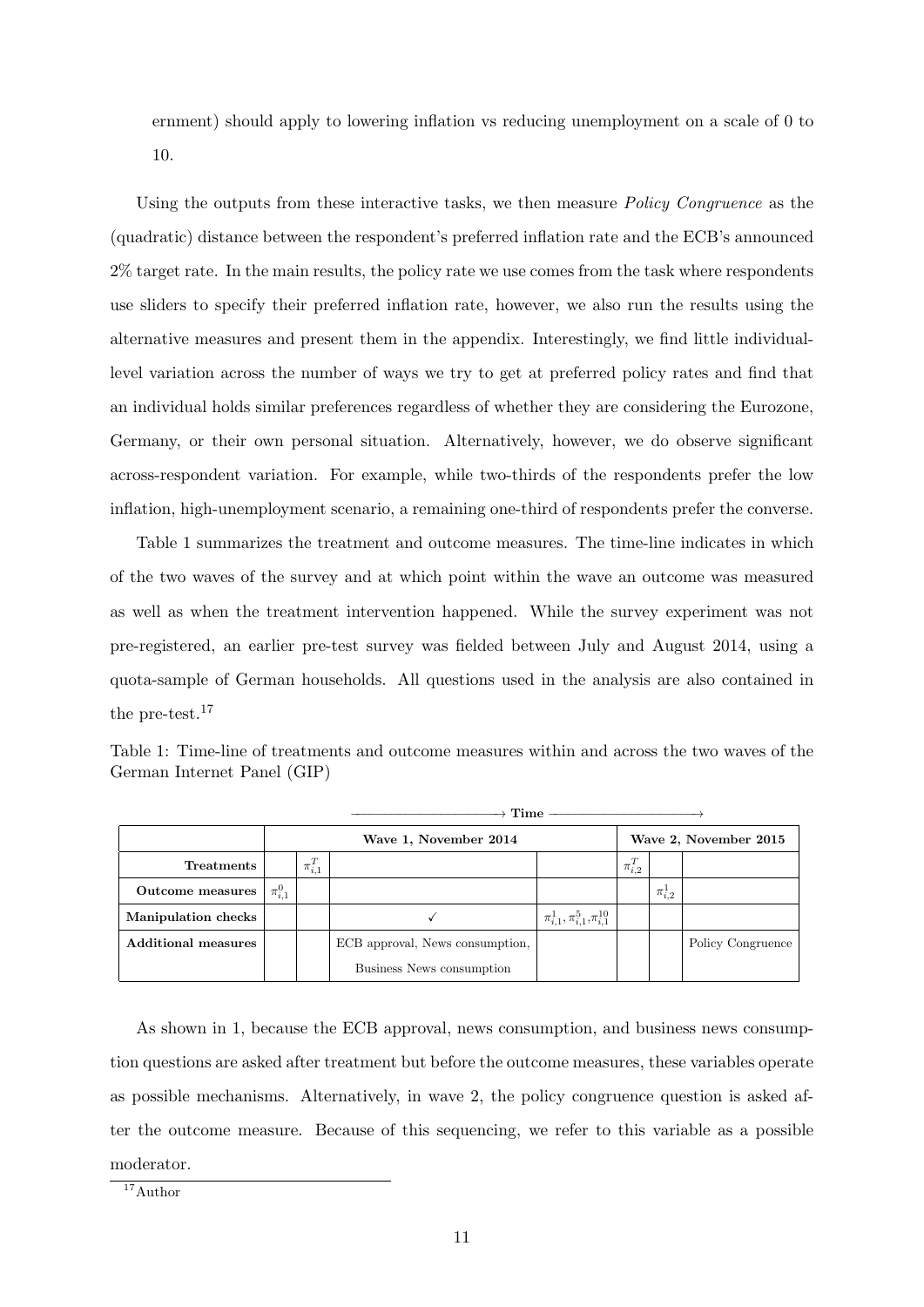ernment) should apply to lowering inflation vs reducing unemployment on a scale of 0 to 10.

Using the outputs from these interactive tasks, we then measure *Policy Congruence* as the (quadratic) distance between the respondent's preferred inflation rate and the ECB's announced 2% target rate. In the main results, the policy rate we use comes from the task where respondents use sliders to specify their preferred inflation rate, however, we also run the results using the alternative measures and present them in the appendix. Interestingly, we find little individual-level variation across the number of ways we try to get at preferred policy rates and find that an individual holds similar preferences regardless of whether they are considering the Eurozone, Germany, or their own personal situation. Alternatively, however, we do observe significant across-respondent variation. For example, while two-thirds of the respondents prefer the low inflation, high-unemployment scenario, a remaining one-third of respondents prefer the converse.

Table 1 summarizes the treatment and outcome measures. The time-line indicates in which of the two waves of the survey and at which point within the wave an outcome was measured as well as when the treatment intervention happened. While the survey experiment was not pre-registered, an earlier pre-test survey was fielded between July and August 2014, using a quota-sample of German households. All questions used in the analysis are also contained in the pre-test.[17]

Table 1: Time-line of treatments and outcome measures within and across the two waves of the German Internet Panel (GIP)

| | ⟶ **Time** ⟶ | | | | | | |
|---|---|---|---|---|---|---|---|
| | **Wave 1, November 2014** | | | | **Wave 2, November 2015** | | |
| **Treatments** | | $\pi^T_{i,1}$ | | | $\pi^T_{i,2}$ | | |
| **Outcome measures** | $\pi^0_{i,1}$ | | | | | $\pi^1_{i,2}$ | |
| **Manipulation checks** | | | ✓ | $\pi^1_{i,1}, \bar{\pi}^5_{i,1}, \bar{\pi}^{10}_{i,1}$ | | | |
| **Additional measures** | | | ECB approval, News consumption, Business News consumption | | | | Policy Congruence |

As shown in 1, because the ECB approval, news consumption, and business news consumption questions are asked after treatment but before the outcome measures, these variables operate as possible mechanisms. Alternatively, in wave 2, the policy congruence question is asked after the outcome measure. Because of this sequencing, we refer to this variable as a possible moderator.

[17] Author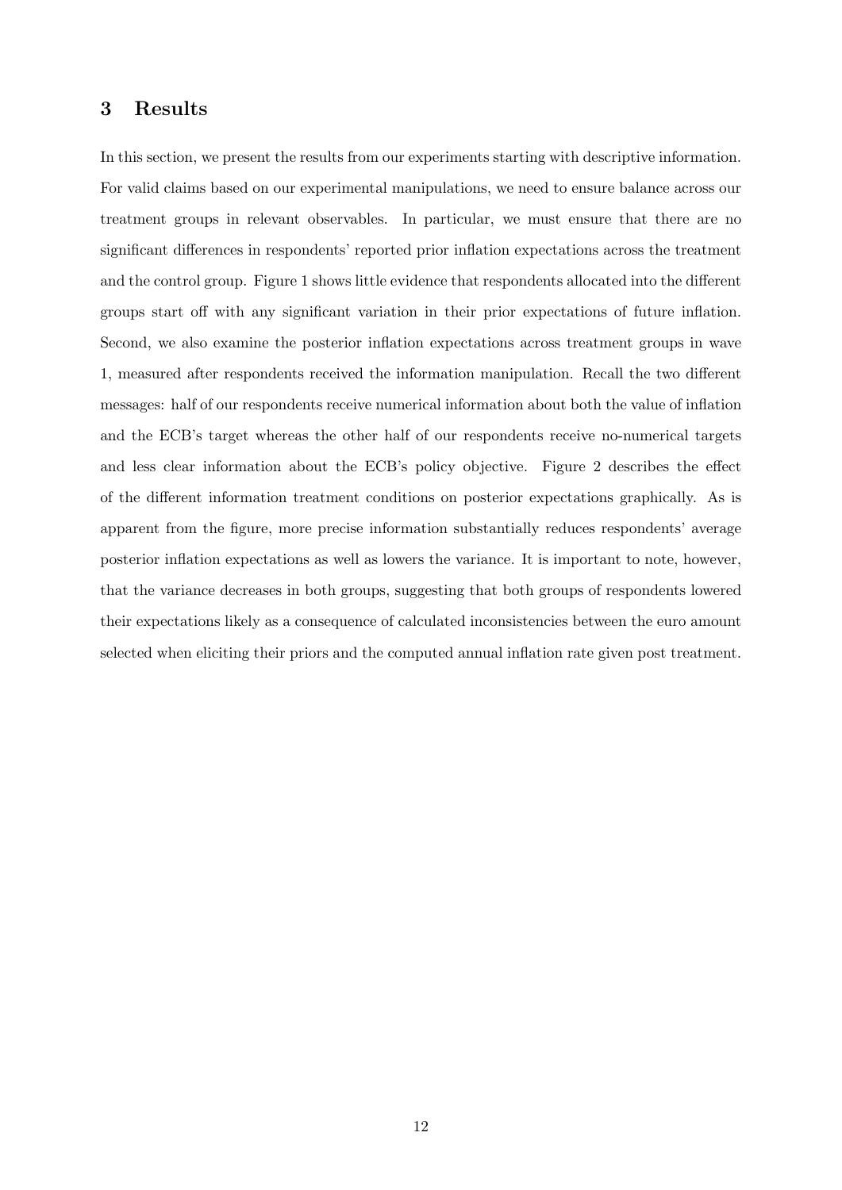## 3 Results

In this section, we present the results from our experiments starting with descriptive information. For valid claims based on our experimental manipulations, we need to ensure balance across our treatment groups in relevant observables. In particular, we must ensure that there are no significant differences in respondents' reported prior inflation expectations across the treatment and the control group. Figure 1 shows little evidence that respondents allocated into the different groups start off with any significant variation in their prior expectations of future inflation. Second, we also examine the posterior inflation expectations across treatment groups in wave 1, measured after respondents received the information manipulation. Recall the two different messages: half of our respondents receive numerical information about both the value of inflation and the ECB's target whereas the other half of our respondents receive no-numerical targets and less clear information about the ECB's policy objective. Figure 2 describes the effect of the different information treatment conditions on posterior expectations graphically. As is apparent from the figure, more precise information substantially reduces respondents' average posterior inflation expectations as well as lowers the variance. It is important to note, however, that the variance decreases in both groups, suggesting that both groups of respondents lowered their expectations likely as a consequence of calculated inconsistencies between the euro amount selected when eliciting their priors and the computed annual inflation rate given post treatment.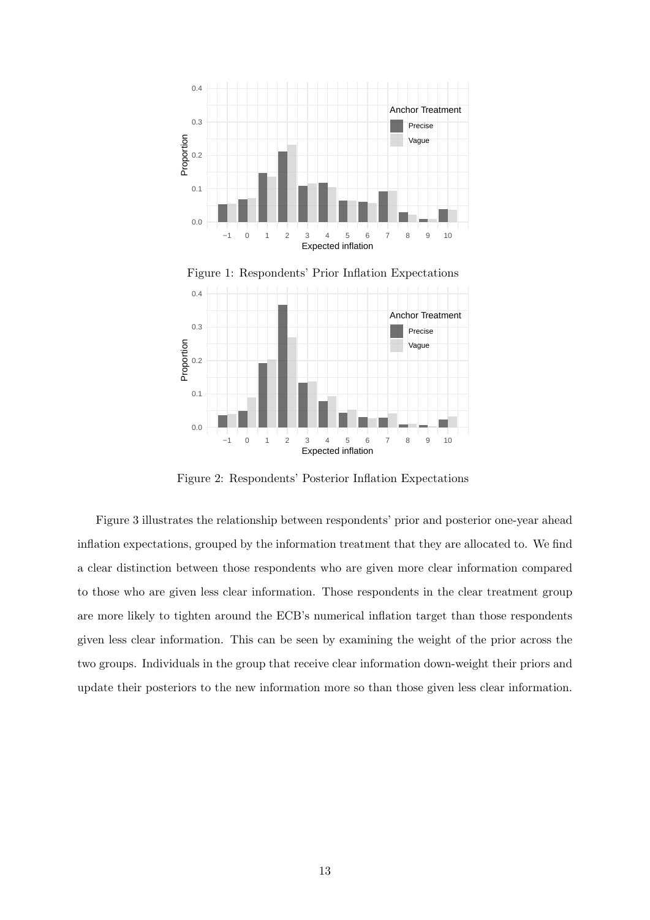Figure 1: Respondents' Prior Inflation Expectations

Figure 2: Respondents' Posterior Inflation Expectations

Figure 3 illustrates the relationship between respondents' prior and posterior one-year ahead inflation expectations, grouped by the information treatment that they are allocated to. We find a clear distinction between those respondents who are given more clear information compared to those who are given less clear information. Those respondents in the clear treatment group are more likely to tighten around the ECB's numerical inflation target than those respondents given less clear information. This can be seen by examining the weight of the prior across the two groups. Individuals in the group that receive clear information down-weight their priors and update their posteriors to the new information more so than those given less clear information.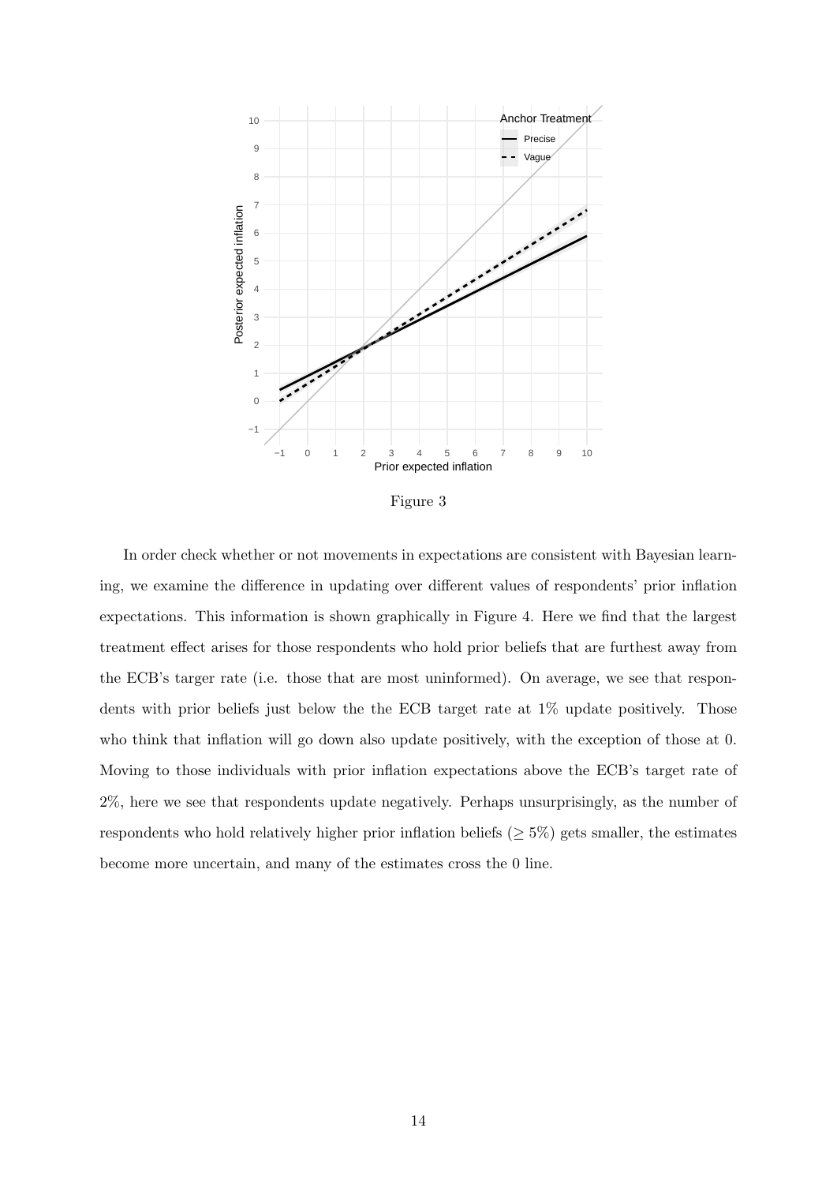Figure 3

In order check whether or not movements in expectations are consistent with Bayesian learning, we examine the difference in updating over different values of respondents' prior inflation expectations. This information is shown graphically in Figure 4. Here we find that the largest treatment effect arises for those respondents who hold prior beliefs that are furthest away from the ECB's targer rate (i.e. those that are most uninformed). On average, we see that respondents with prior beliefs just below the the ECB target rate at 1% update positively. Those who think that inflation will go down also update positively, with the exception of those at 0. Moving to those individuals with prior inflation expectations above the ECB's target rate of 2%, here we see that respondents update negatively. Perhaps unsurprisingly, as the number of respondents who hold relatively higher prior inflation beliefs ($\geq 5\%$) gets smaller, the estimates become more uncertain, and many of the estimates cross the 0 line.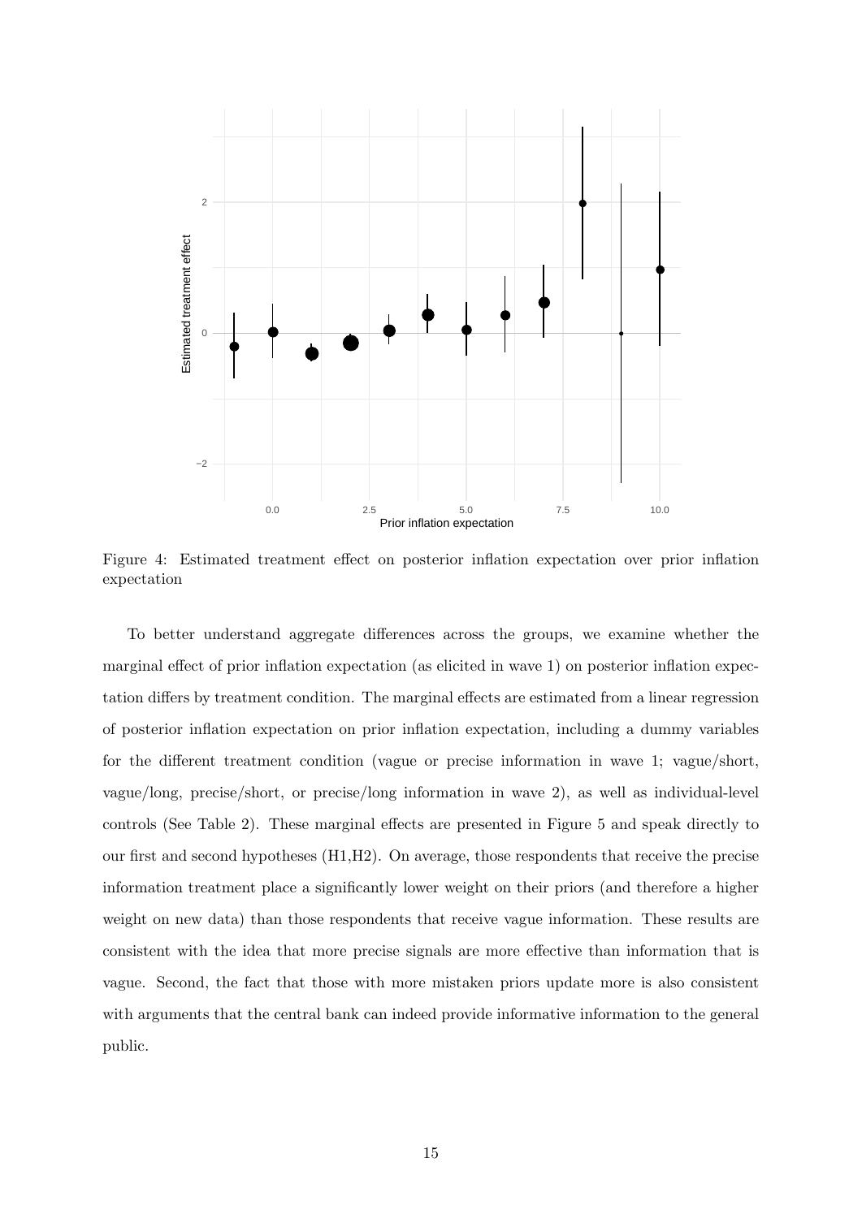Figure 4: Estimated treatment effect on posterior inflation expectation over prior inflation expectation

To better understand aggregate differences across the groups, we examine whether the marginal effect of prior inflation expectation (as elicited in wave 1) on posterior inflation expectation differs by treatment condition. The marginal effects are estimated from a linear regression of posterior inflation expectation on prior inflation expectation, including a dummy variables for the different treatment condition (vague or precise information in wave 1; vague/short, vague/long, precise/short, or precise/long information in wave 2), as well as individual-level controls (See Table 2). These marginal effects are presented in Figure 5 and speak directly to our first and second hypotheses (H1,H2). On average, those respondents that receive the precise information treatment place a significantly lower weight on their priors (and therefore a higher weight on new data) than those respondents that receive vague information. These results are consistent with the idea that more precise signals are more effective than information that is vague. Second, the fact that those with more mistaken priors update more is also consistent with arguments that the central bank can indeed provide informative information to the general public.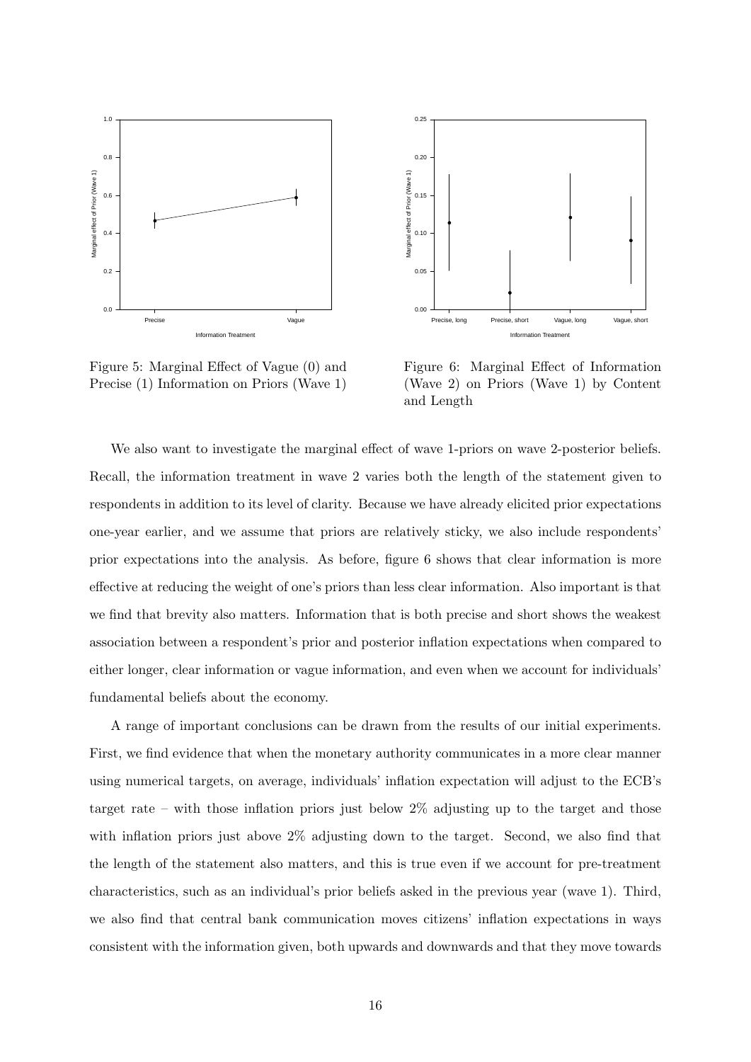Figure 5: Marginal Effect of Vague (0) and Precise (1) Information on Priors (Wave 1)

Figure 6: Marginal Effect of Information (Wave 2) on Priors (Wave 1) by Content and Length

We also want to investigate the marginal effect of wave 1-priors on wave 2-posterior beliefs. Recall, the information treatment in wave 2 varies both the length of the statement given to respondents in addition to its level of clarity. Because we have already elicited prior expectations one-year earlier, and we assume that priors are relatively sticky, we also include respondents' prior expectations into the analysis. As before, figure 6 shows that clear information is more effective at reducing the weight of one's priors than less clear information. Also important is that we find that brevity also matters. Information that is both precise and short shows the weakest association between a respondent's prior and posterior inflation expectations when compared to either longer, clear information or vague information, and even when we account for individuals' fundamental beliefs about the economy.

A range of important conclusions can be drawn from the results of our initial experiments. First, we find evidence that when the monetary authority communicates in a more clear manner using numerical targets, on average, individuals' inflation expectation will adjust to the ECB's target rate – with those inflation priors just below 2% adjusting up to the target and those with inflation priors just above 2% adjusting down to the target. Second, we also find that the length of the statement also matters, and this is true even if we account for pre-treatment characteristics, such as an individual's prior beliefs asked in the previous year (wave 1). Third, we also find that central bank communication moves citizens' inflation expectations in ways consistent with the information given, both upwards and downwards and that they move towards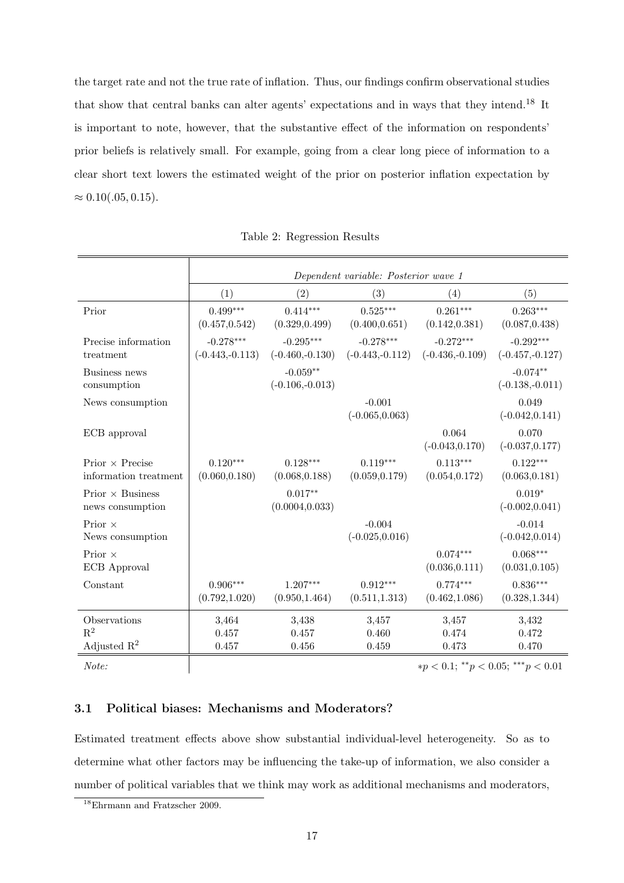the target rate and not the true rate of inflation. Thus, our findings confirm observational studies that show that central banks can alter agents' expectations and in ways that they intend.[18] It is important to note, however, that the substantive effect of the information on respondents' prior beliefs is relatively small. For example, going from a clear long piece of information to a clear short text lowers the estimated weight of the prior on posterior inflation expectation by $\approx 0.10(.05, 0.15)$.

Table 2: Regression Results

| | *Dependent variable: Posterior wave 1* | | | | |
|---|---|---|---|---|---|
| | (1) | (2) | (3) | (4) | (5) |
| Prior | 0.499*** (0.457,0.542) | 0.414*** (0.329,0.499) | 0.525*** (0.400,0.651) | 0.261*** (0.142,0.381) | 0.263*** (0.087,0.438) |
| Precise information treatment | −0.278*** (-0.443,-0.113) | −0.295*** (-0.460,-0.130) | −0.278*** (-0.443,-0.112) | −0.272*** (-0.436,-0.109) | −0.292*** (-0.457,-0.127) |
| Business news consumption | | −0.059** (-0.106,-0.013) | | | −0.074** (-0.138,-0.011) |
| News consumption | | | −0.001 (-0.065,0.063) | | 0.049 (-0.042,0.141) |
| ECB approval | | | | 0.064 (-0.043,0.170) | 0.070 (-0.037,0.177) |
| Prior × Precise information treatment | 0.120*** (0.060,0.180) | 0.128*** (0.068,0.188) | 0.119*** (0.059,0.179) | 0.113*** (0.054,0.172) | 0.122*** (0.063,0.181) |
| Prior × Business news consumption | | 0.017** (0.0004,0.033) | | | 0.019* (-0.002,0.041) |
| Prior × News consumption | | | -0.004 (-0.025,0.016) | | -0.014 (-0.042,0.014) |
| Prior × ECB Approval | | | | 0.074*** (0.036,0.111) | 0.068*** (0.031,0.105) |
| Constant | 0.906*** (0.792,1.020) | 1.207*** (0.950,1.464) | 0.912*** (0.511,1.313) | 0.774*** (0.462,1.086) | 0.836*** (0.328,1.344) |
| Observations | 3,464 | 3,438 | 3,457 | 3,457 | 3,432 |
| $R^2$ | 0.457 | 0.457 | 0.460 | 0.474 | 0.472 |
| Adjusted $R^2$ | 0.457 | 0.456 | 0.459 | 0.473 | 0.470 |
| *Note:* | | | | | $^{*}p < 0.1$; $^{**}p < 0.05$; $^{***}p < 0.01$ |

### 3.1 Political biases: Mechanisms and Moderators?

Estimated treatment effects above show substantial individual-level heterogeneity. So as to determine what other factors may be influencing the take-up of information, we also consider a number of political variables that we think may work as additional mechanisms and moderators,

[18] Ehrmann and Fratzscher 2009.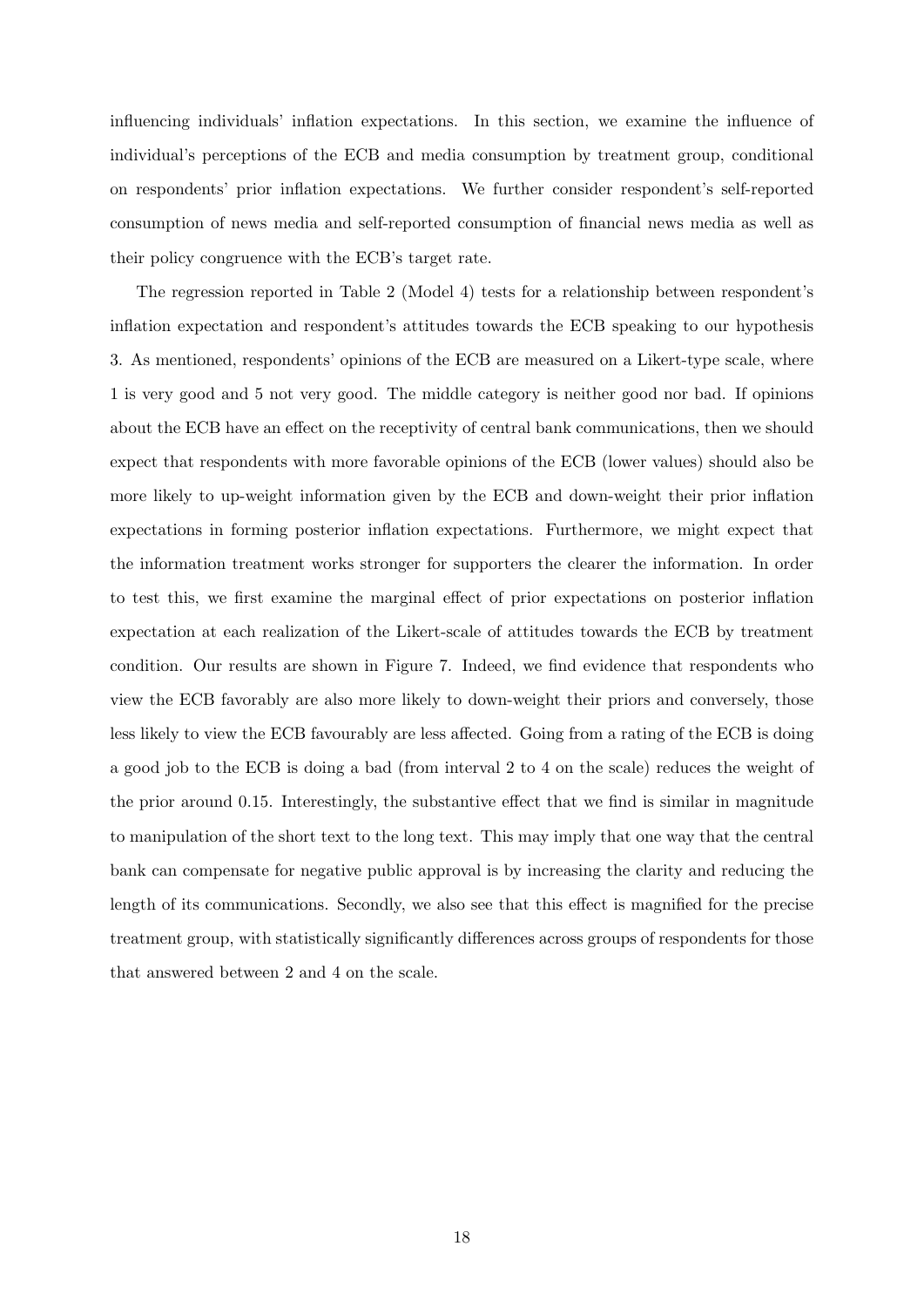influencing individuals' inflation expectations. In this section, we examine the influence of individual's perceptions of the ECB and media consumption by treatment group, conditional on respondents' prior inflation expectations. We further consider respondent's self-reported consumption of news media and self-reported consumption of financial news media as well as their policy congruence with the ECB's target rate.

The regression reported in Table 2 (Model 4) tests for a relationship between respondent's inflation expectation and respondent's attitudes towards the ECB speaking to our hypothesis 3. As mentioned, respondents' opinions of the ECB are measured on a Likert-type scale, where 1 is very good and 5 not very good. The middle category is neither good nor bad. If opinions about the ECB have an effect on the receptivity of central bank communications, then we should expect that respondents with more favorable opinions of the ECB (lower values) should also be more likely to up-weight information given by the ECB and down-weight their prior inflation expectations in forming posterior inflation expectations. Furthermore, we might expect that the information treatment works stronger for supporters the clearer the information. In order to test this, we first examine the marginal effect of prior expectations on posterior inflation expectation at each realization of the Likert-scale of attitudes towards the ECB by treatment condition. Our results are shown in Figure 7. Indeed, we find evidence that respondents who view the ECB favorably are also more likely to down-weight their priors and conversely, those less likely to view the ECB favourably are less affected. Going from a rating of the ECB is doing a good job to the ECB is doing a bad (from interval 2 to 4 on the scale) reduces the weight of the prior around 0.15. Interestingly, the substantive effect that we find is similar in magnitude to manipulation of the short text to the long text. This may imply that one way that the central bank can compensate for negative public approval is by increasing the clarity and reducing the length of its communications. Secondly, we also see that this effect is magnified for the precise treatment group, with statistically significantly differences across groups of respondents for those that answered between 2 and 4 on the scale.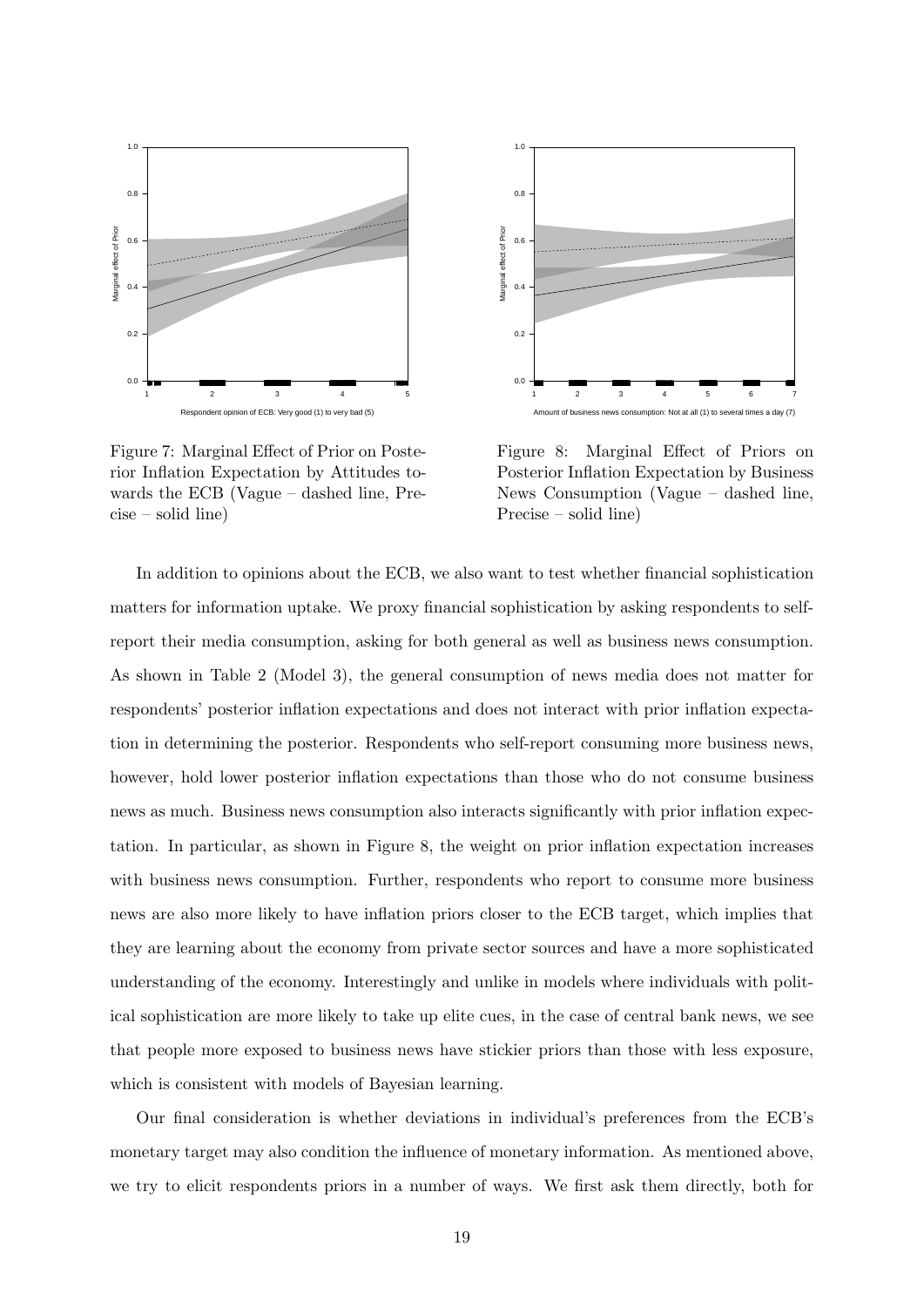Figure 7: Marginal Effect of Prior on Posterior Inflation Expectation by Attitudes towards the ECB (Vague – dashed line, Precise – solid line)

Figure 8: Marginal Effect of Priors on Posterior Inflation Expectation by Business News Consumption (Vague – dashed line, Precise – solid line)

In addition to opinions about the ECB, we also want to test whether financial sophistication matters for information uptake. We proxy financial sophistication by asking respondents to self-report their media consumption, asking for both general as well as business news consumption. As shown in Table 2 (Model 3), the general consumption of news media does not matter for respondents' posterior inflation expectations and does not interact with prior inflation expectation in determining the posterior. Respondents who self-report consuming more business news, however, hold lower posterior inflation expectations than those who do not consume business news as much. Business news consumption also interacts significantly with prior inflation expectation. In particular, as shown in Figure 8, the weight on prior inflation expectation increases with business news consumption. Further, respondents who report to consume more business news are also more likely to have inflation priors closer to the ECB target, which implies that they are learning about the economy from private sector sources and have a more sophisticated understanding of the economy. Interestingly and unlike in models where individuals with political sophistication are more likely to take up elite cues, in the case of central bank news, we see that people more exposed to business news have stickier priors than those with less exposure, which is consistent with models of Bayesian learning.

Our final consideration is whether deviations in individual's preferences from the ECB's monetary target may also condition the influence of monetary information. As mentioned above, we try to elicit respondents priors in a number of ways. We first ask them directly, both for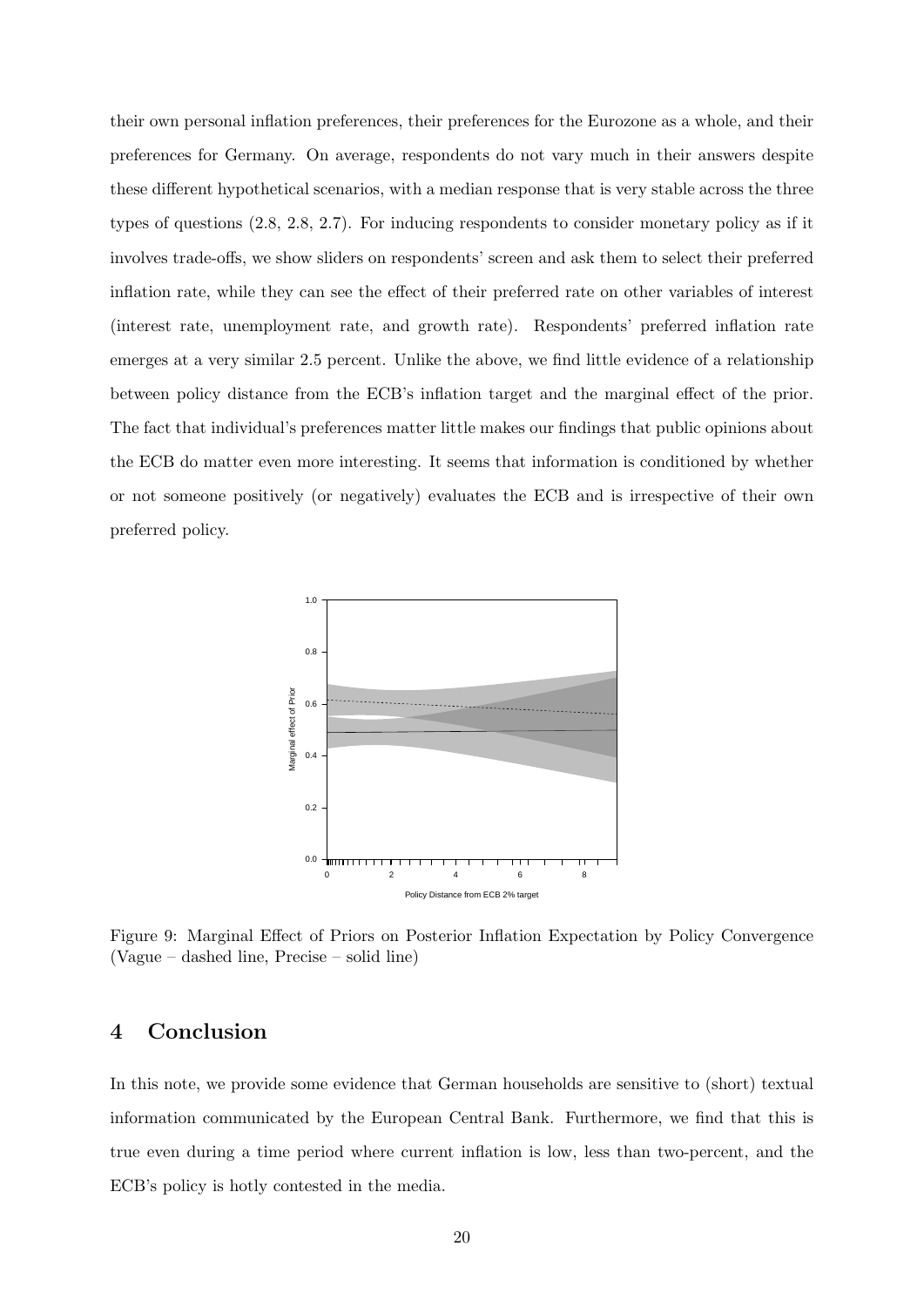their own personal inflation preferences, their preferences for the Eurozone as a whole, and their preferences for Germany. On average, respondents do not vary much in their answers despite these different hypothetical scenarios, with a median response that is very stable across the three types of questions (2.8, 2.8, 2.7). For inducing respondents to consider monetary policy as if it involves trade-offs, we show sliders on respondents' screen and ask them to select their preferred inflation rate, while they can see the effect of their preferred rate on other variables of interest (interest rate, unemployment rate, and growth rate). Respondents' preferred inflation rate emerges at a very similar 2.5 percent. Unlike the above, we find little evidence of a relationship between policy distance from the ECB's inflation target and the marginal effect of the prior. The fact that individual's preferences matter little makes our findings that public opinions about the ECB do matter even more interesting. It seems that information is conditioned by whether or not someone positively (or negatively) evaluates the ECB and is irrespective of their own preferred policy.

Figure 9: Marginal Effect of Priors on Posterior Inflation Expectation by Policy Convergence (Vague – dashed line, Precise – solid line)

## 4 Conclusion

In this note, we provide some evidence that German households are sensitive to (short) textual information communicated by the European Central Bank. Furthermore, we find that this is true even during a time period where current inflation is low, less than two-percent, and the ECB's policy is hotly contested in the media.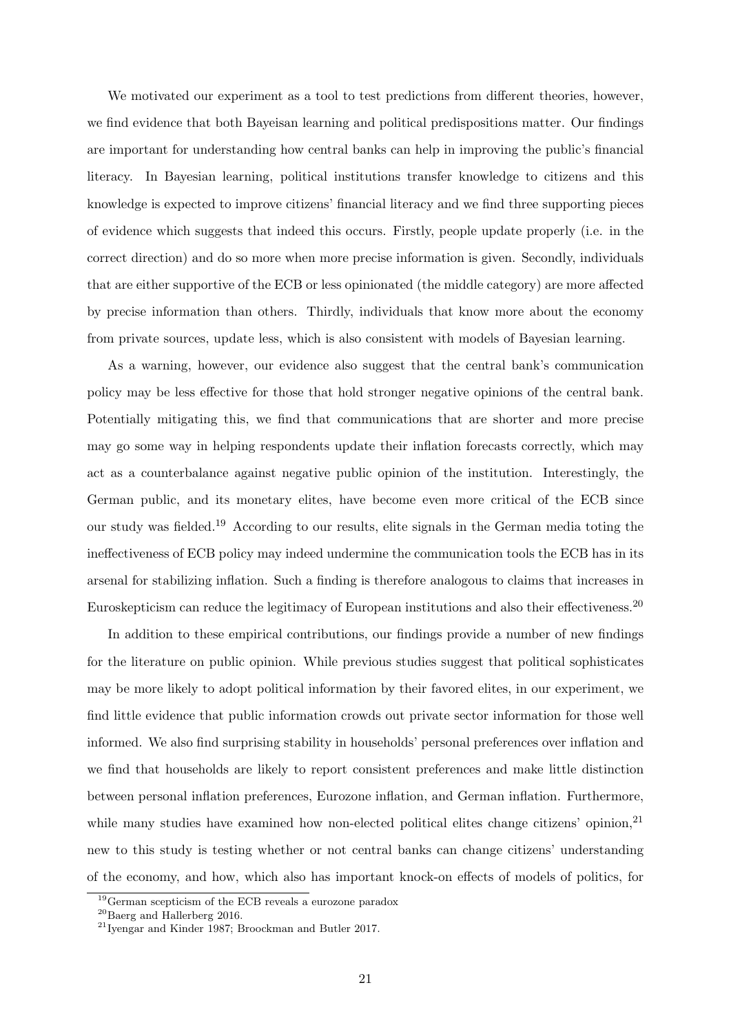We motivated our experiment as a tool to test predictions from different theories, however, we find evidence that both Bayeisan learning and political predispositions matter. Our findings are important for understanding how central banks can help in improving the public's financial literacy. In Bayesian learning, political institutions transfer knowledge to citizens and this knowledge is expected to improve citizens' financial literacy and we find three supporting pieces of evidence which suggests that indeed this occurs. Firstly, people update properly (i.e. in the correct direction) and do so more when more precise information is given. Secondly, individuals that are either supportive of the ECB or less opinionated (the middle category) are more affected by precise information than others. Thirdly, individuals that know more about the economy from private sources, update less, which is also consistent with models of Bayesian learning.

As a warning, however, our evidence also suggest that the central bank's communication policy may be less effective for those that hold stronger negative opinions of the central bank. Potentially mitigating this, we find that communications that are shorter and more precise may go some way in helping respondents update their inflation forecasts correctly, which may act as a counterbalance against negative public opinion of the institution. Interestingly, the German public, and its monetary elites, have become even more critical of the ECB since our study was fielded.[19] According to our results, elite signals in the German media toting the ineffectiveness of ECB policy may indeed undermine the communication tools the ECB has in its arsenal for stabilizing inflation. Such a finding is therefore analogous to claims that increases in Euroskepticism can reduce the legitimacy of European institutions and also their effectiveness.[20]

In addition to these empirical contributions, our findings provide a number of new findings for the literature on public opinion. While previous studies suggest that political sophisticates may be more likely to adopt political information by their favored elites, in our experiment, we find little evidence that public information crowds out private sector information for those well informed. We also find surprising stability in households' personal preferences over inflation and we find that households are likely to report consistent preferences and make little distinction between personal inflation preferences, Eurozone inflation, and German inflation. Furthermore, while many studies have examined how non-elected political elites change citizens' opinion,[21] new to this study is testing whether or not central banks can change citizens' understanding of the economy, and how, which also has important knock-on effects of models of politics, for

[19] German scepticism of the ECB reveals a eurozone paradox

[20] Baerg and Hallerberg 2016.

[21] Iyengar and Kinder 1987; Broockman and Butler 2017.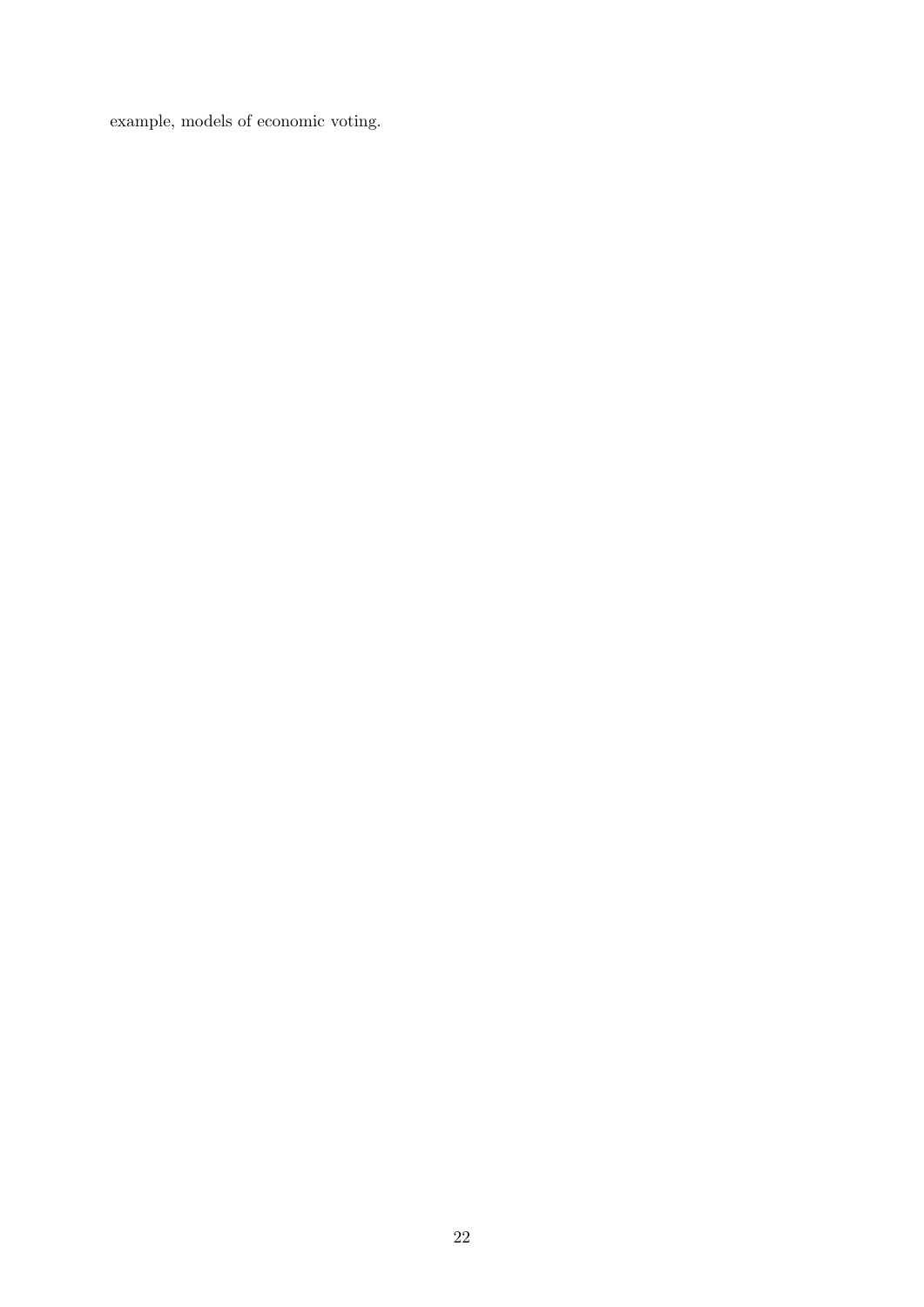example, models of economic voting.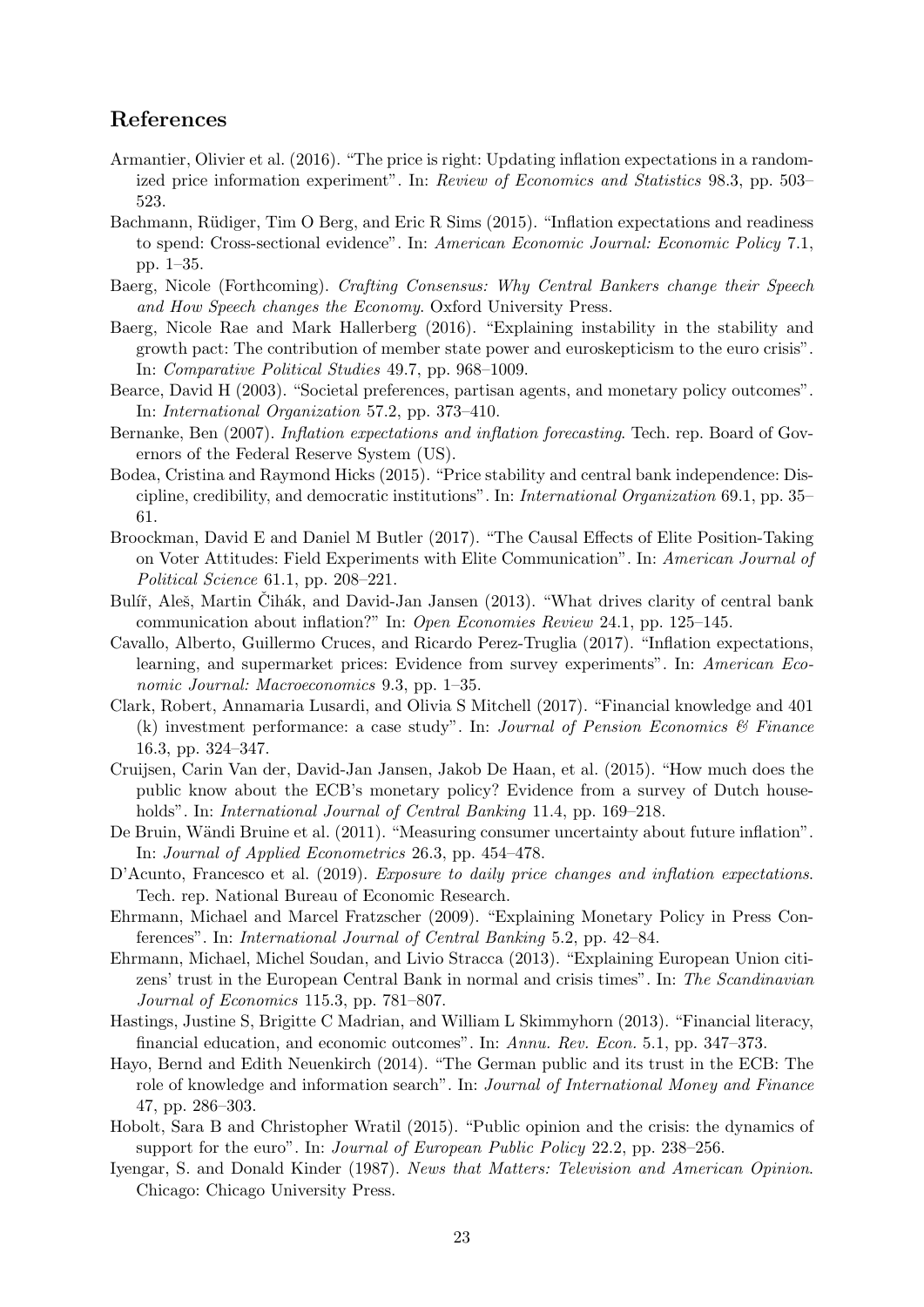## References

Armantier, Olivier et al. (2016). "The price is right: Updating inflation expectations in a randomized price information experiment". In: *Review of Economics and Statistics* 98.3, pp. 503–523.

Bachmann, Rüdiger, Tim O Berg, and Eric R Sims (2015). "Inflation expectations and readiness to spend: Cross-sectional evidence". In: *American Economic Journal: Economic Policy* 7.1, pp. 1–35.

Baerg, Nicole (Forthcoming). *Crafting Consensus: Why Central Bankers change their Speech and How Speech changes the Economy*. Oxford University Press.

Baerg, Nicole Rae and Mark Hallerberg (2016). "Explaining instability in the stability and growth pact: The contribution of member state power and euroskepticism to the euro crisis". In: *Comparative Political Studies* 49.7, pp. 968–1009.

Bearce, David H (2003). "Societal preferences, partisan agents, and monetary policy outcomes". In: *International Organization* 57.2, pp. 373–410.

Bernanke, Ben (2007). *Inflation expectations and inflation forecasting*. Tech. rep. Board of Governors of the Federal Reserve System (US).

Bodea, Cristina and Raymond Hicks (2015). "Price stability and central bank independence: Discipline, credibility, and democratic institutions". In: *International Organization* 69.1, pp. 35–61.

Broockman, David E and Daniel M Butler (2017). "The Causal Effects of Elite Position-Taking on Voter Attitudes: Field Experiments with Elite Communication". In: *American Journal of Political Science* 61.1, pp. 208–221.

Bulíř, Aleš, Martin Čihák, and David-Jan Jansen (2013). "What drives clarity of central bank communication about inflation?" In: *Open Economies Review* 24.1, pp. 125–145.

Cavallo, Alberto, Guillermo Cruces, and Ricardo Perez-Truglia (2017). "Inflation expectations, learning, and supermarket prices: Evidence from survey experiments". In: *American Economic Journal: Macroeconomics* 9.3, pp. 1–35.

Clark, Robert, Annamaria Lusardi, and Olivia S Mitchell (2017). "Financial knowledge and 401 (k) investment performance: a case study". In: *Journal of Pension Economics & Finance* 16.3, pp. 324–347.

Cruijsen, Carin Van der, David-Jan Jansen, Jakob De Haan, et al. (2015). "How much does the public know about the ECB's monetary policy? Evidence from a survey of Dutch households". In: *International Journal of Central Banking* 11.4, pp. 169–218.

De Bruin, Wändi Bruine et al. (2011). "Measuring consumer uncertainty about future inflation". In: *Journal of Applied Econometrics* 26.3, pp. 454–478.

D'Acunto, Francesco et al. (2019). *Exposure to daily price changes and inflation expectations*. Tech. rep. National Bureau of Economic Research.

Ehrmann, Michael and Marcel Fratzscher (2009). "Explaining Monetary Policy in Press Conferences". In: *International Journal of Central Banking* 5.2, pp. 42–84.

Ehrmann, Michael, Michel Soudan, and Livio Stracca (2013). "Explaining European Union citizens' trust in the European Central Bank in normal and crisis times". In: *The Scandinavian Journal of Economics* 115.3, pp. 781–807.

Hastings, Justine S, Brigitte C Madrian, and William L Skimmyhorn (2013). "Financial literacy, financial education, and economic outcomes". In: *Annu. Rev. Econ.* 5.1, pp. 347–373.

Hayo, Bernd and Edith Neuenkirch (2014). "The German public and its trust in the ECB: The role of knowledge and information search". In: *Journal of International Money and Finance* 47, pp. 286–303.

Hobolt, Sara B and Christopher Wratil (2015). "Public opinion and the crisis: the dynamics of support for the euro". In: *Journal of European Public Policy* 22.2, pp. 238–256.

Iyengar, S. and Donald Kinder (1987). *News that Matters: Television and American Opinion*. Chicago: Chicago University Press.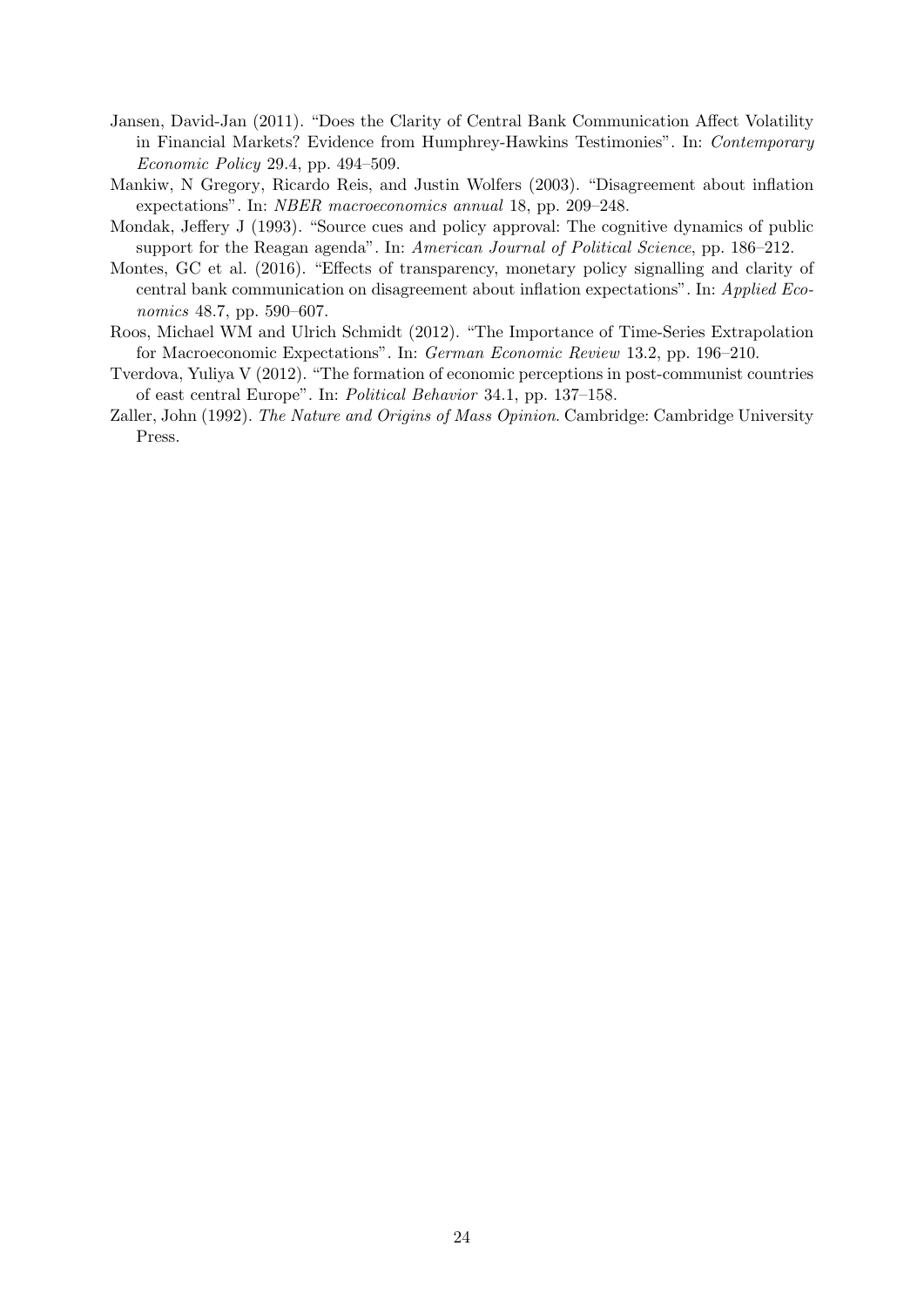Jansen, David-Jan (2011). "Does the Clarity of Central Bank Communication Affect Volatility in Financial Markets? Evidence from Humphrey-Hawkins Testimonies". In: *Contemporary Economic Policy* 29.4, pp. 494–509.

Mankiw, N Gregory, Ricardo Reis, and Justin Wolfers (2003). "Disagreement about inflation expectations". In: *NBER macroeconomics annual* 18, pp. 209–248.

Mondak, Jeffery J (1993). "Source cues and policy approval: The cognitive dynamics of public support for the Reagan agenda". In: *American Journal of Political Science*, pp. 186–212.

Montes, GC et al. (2016). "Effects of transparency, monetary policy signalling and clarity of central bank communication on disagreement about inflation expectations". In: *Applied Economics* 48.7, pp. 590–607.

Roos, Michael WM and Ulrich Schmidt (2012). "The Importance of Time-Series Extrapolation for Macroeconomic Expectations". In: *German Economic Review* 13.2, pp. 196–210.

Tverdova, Yuliya V (2012). "The formation of economic perceptions in post-communist countries of east central Europe". In: *Political Behavior* 34.1, pp. 137–158.

Zaller, John (1992). *The Nature and Origins of Mass Opinion*. Cambridge: Cambridge University Press.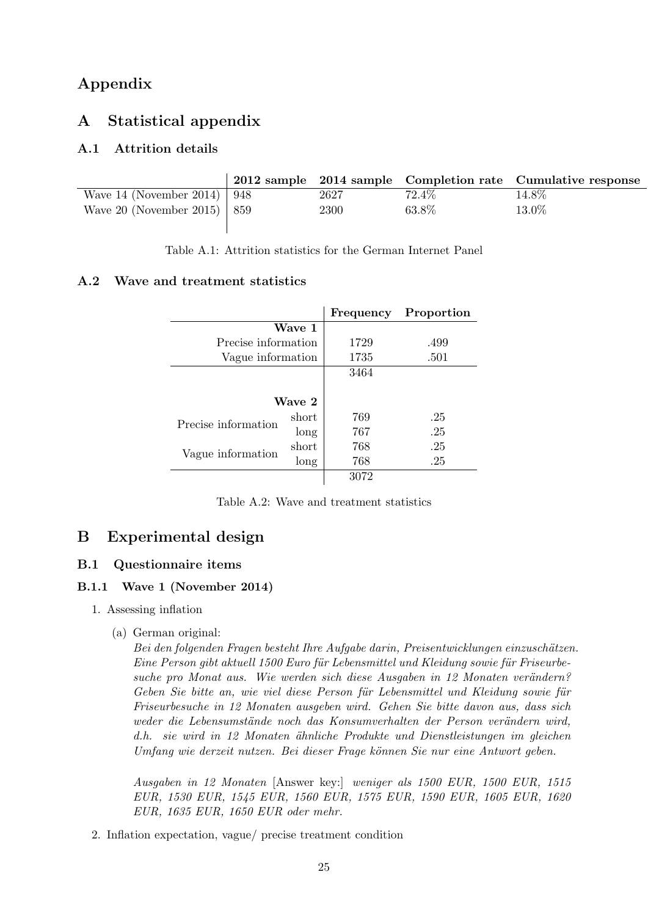# Appendix

## A Statistical appendix

### A.1 Attrition details

| | 2012 sample | 2014 sample | Completion rate | Cumulative response |
|---|---|---|---|---|
| Wave 14 (November 2014) | 948 | 2627 | 72.4% | 14.8% |
| Wave 20 (November 2015) | 859 | 2300 | 63.8% | 13.0% |

Table A.1: Attrition statistics for the German Internet Panel

### A.2 Wave and treatment statistics

| | | Frequency | Proportion |
|---|---|---|---|
| **Wave 1** | | | |
| Precise information | | 1729 | .499 |
| Vague information | | 1735 | .501 |
| | | 3464 | |
| **Wave 2** | | | |
| Precise information | short | 769 | .25 |
| | long | 767 | .25 |
| Vague information | short | 768 | .25 |
| | long | 768 | .25 |
| | | 3072 | |

Table A.2: Wave and treatment statistics

## B Experimental design

### B.1 Questionnaire items

#### B.1.1 Wave 1 (November 2014)

1. Assessing inflation

   (a) German original:
   *Bei den folgenden Fragen besteht Ihre Aufgabe darin, Preisentwicklungen einzuschätzen. Eine Person gibt aktuell 1500 Euro für Lebensmittel und Kleidung sowie für Friseurbesuche pro Monat aus. Wie werden sich diese Ausgaben in 12 Monaten verändern? Geben Sie bitte an, wie viel diese Person für Lebensmittel und Kleidung sowie für Friseurbesuche in 12 Monaten ausgeben wird. Gehen Sie bitte davon aus, dass sich weder die Lebensumstände noch das Konsumverhalten der Person verändern wird, d.h. sie wird in 12 Monaten ähnliche Produkte und Dienstleistungen im gleichen Umfang wie derzeit nutzen. Bei dieser Frage können Sie nur eine Antwort geben.*

   *Ausgaben in 12 Monaten* [Answer key:] *weniger als 1500 EUR, 1500 EUR, 1515 EUR, 1530 EUR, 1545 EUR, 1560 EUR, 1575 EUR, 1590 EUR, 1605 EUR, 1620 EUR, 1635 EUR, 1650 EUR oder mehr.*

2. Inflation expectation, vague/ precise treatment condition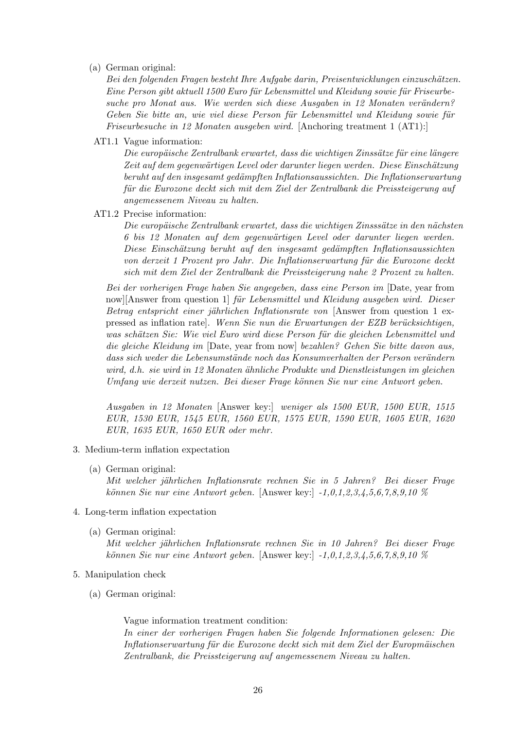(a) German original:
*Bei den folgenden Fragen besteht Ihre Aufgabe darin, Preisentwicklungen einzuschätzen. Eine Person gibt aktuell 1500 Euro für Lebensmittel und Kleidung sowie für Friseurbesuche pro Monat aus. Wie werden sich diese Ausgaben in 12 Monaten verändern? Geben Sie bitte an, wie viel diese Person für Lebensmittel und Kleidung sowie für Friseurbesuche in 12 Monaten ausgeben wird.* [Anchoring treatment 1 (AT1):]

AT1.1 Vague information:
*Die europäische Zentralbank erwartet, dass die wichtigen Zinssätze für eine längere Zeit auf dem gegenwärtigen Level oder darunter liegen werden. Diese Einschätzung beruht auf den insgesamt gedämpften Inflationsaussichten. Die Inflationserwartung für die Eurozone deckt sich mit dem Ziel der Zentralbank die Preissteigerung auf angemessenem Niveau zu halten.*

AT1.2 Precise information:
*Die europäische Zentralbank erwartet, dass die wichtigen Zinsssätze in den nächsten 6 bis 12 Monaten auf dem gegenwärtigen Level oder darunter liegen werden. Diese Einschätzung beruht auf den insgesamt gedämpften Inflationsaussichten von derzeit 1 Prozent pro Jahr. Die Inflationserwartung für die Eurozone deckt sich mit dem Ziel der Zentralbank die Preissteigerung nahe 2 Prozent zu halten.*

*Bei der vorherigen Frage haben Sie angegeben, dass eine Person im* [Date, year from now][Answer from question 1] *für Lebensmittel und Kleidung ausgeben wird. Dieser Betrag entspricht einer jährlichen Inflationsrate von* [Answer from question 1 expressed as inflation rate]. *Wenn Sie nun die Erwartungen der EZB berücksichtigen, was schätzen Sie: Wie viel Euro wird diese Person für die gleichen Lebensmittel und die gleiche Kleidung im* [Date, year from now] *bezahlen? Gehen Sie bitte davon aus, dass sich weder die Lebensumstände noch das Konsumverhalten der Person verändern wird, d.h. sie wird in 12 Monaten ähnliche Produkte und Dienstleistungen im gleichen Umfang wie derzeit nutzen. Bei dieser Frage können Sie nur eine Antwort geben.*

*Ausgaben in 12 Monaten* [Answer key:] *weniger als 1500 EUR, 1500 EUR, 1515 EUR, 1530 EUR, 1545 EUR, 1560 EUR, 1575 EUR, 1590 EUR, 1605 EUR, 1620 EUR, 1635 EUR, 1650 EUR oder mehr.*

3. Medium-term inflation expectation

(a) German original:
*Mit welcher jährlichen Inflationsrate rechnen Sie in 5 Jahren? Bei dieser Frage können Sie nur eine Antwort geben.* [Answer key:] *-1,0,1,2,3,4,5,6,7,8,9,10 %*

4. Long-term inflation expectation

(a) German original:
*Mit welcher jährlichen Inflationsrate rechnen Sie in 10 Jahren? Bei dieser Frage können Sie nur eine Antwort geben.* [Answer key:] *-1,0,1,2,3,4,5,6,7,8,9,10 %*

5. Manipulation check

(a) German original:

Vague information treatment condition:
*In einer der vorherigen Fragen haben Sie folgende Informationen gelesen: Die Inflationserwartung für die Eurozone deckt sich mit dem Ziel der Europmäischen Zentralbank, die Preissteigerung auf angemessenem Niveau zu halten.*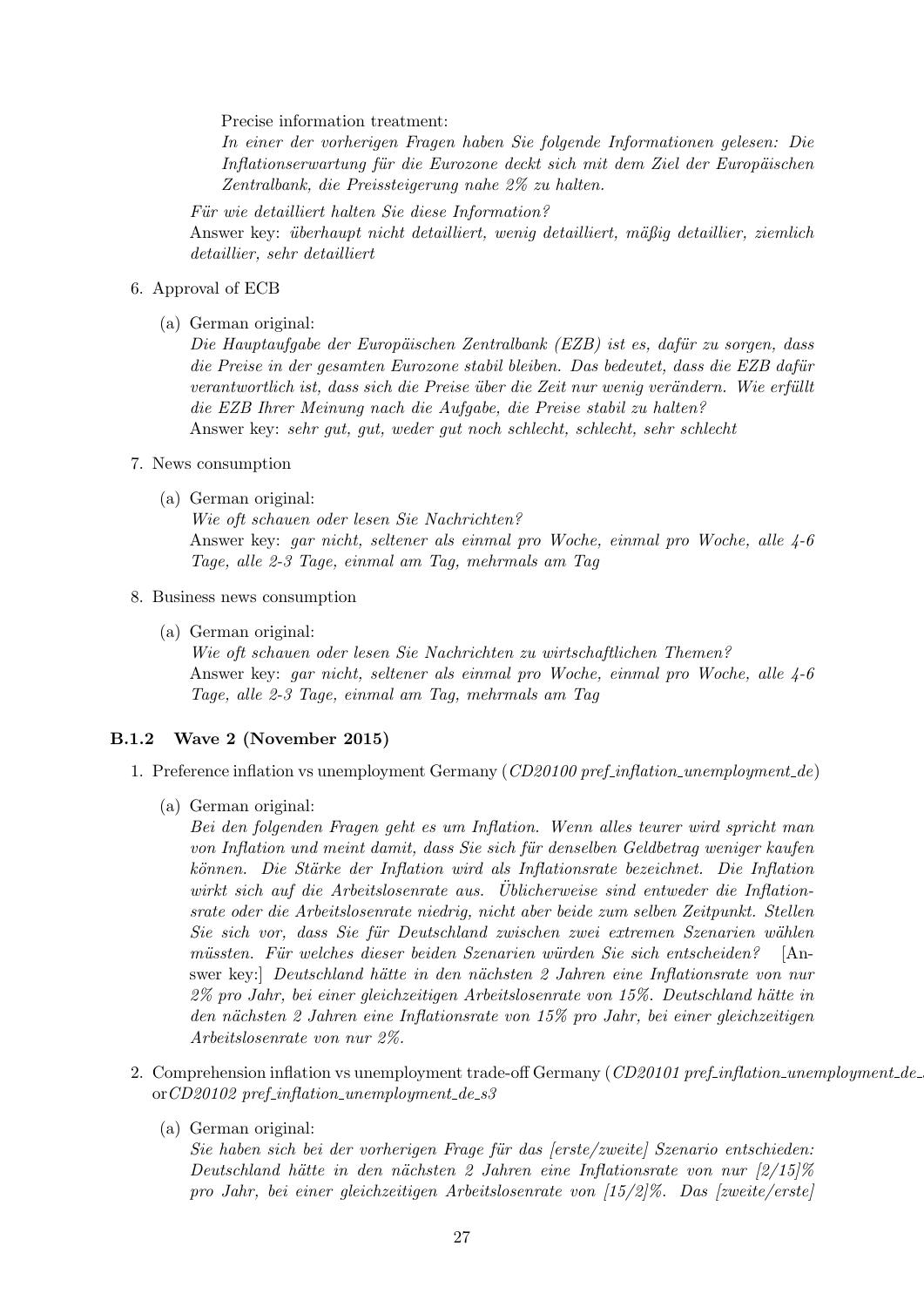Precise information treatment:
*In einer der vorherigen Fragen haben Sie folgende Informationen gelesen: Die Inflationserwartung für die Eurozone deckt sich mit dem Ziel der Europäischen Zentralbank, die Preissteigerung nahe 2% zu halten.*

*Für wie detailliert halten Sie diese Information?*
Answer key: *überhaupt nicht detailliert, wenig detailliert, mäßig detaillier, ziemlich detaillier, sehr detailliert*

6. Approval of ECB

   (a) German original:
   *Die Hauptaufgabe der Europäischen Zentralbank (EZB) ist es, dafür zu sorgen, dass die Preise in der gesamten Eurozone stabil bleiben. Das bedeutet, dass die EZB dafür verantwortlich ist, dass sich die Preise über die Zeit nur wenig verändern. Wie erfüllt die EZB Ihrer Meinung nach die Aufgabe, die Preise stabil zu halten?*
   Answer key: *sehr gut, gut, weder gut noch schlecht, schlecht, sehr schlecht*

7. News consumption

   (a) German original:
   *Wie oft schauen oder lesen Sie Nachrichten?*
   Answer key: *gar nicht, seltener als einmal pro Woche, einmal pro Woche, alle 4-6 Tage, alle 2-3 Tage, einmal am Tag, mehrmals am Tag*

8. Business news consumption

   (a) German original:
   *Wie oft schauen oder lesen Sie Nachrichten zu wirtschaftlichen Themen?*
   Answer key: *gar nicht, seltener als einmal pro Woche, einmal pro Woche, alle 4-6 Tage, alle 2-3 Tage, einmal am Tag, mehrmals am Tag*

### B.1.2 Wave 2 (November 2015)

1. Preference inflation vs unemployment Germany (*CD20100 pref_inflation_unemployment_de*)

   (a) German original:
   *Bei den folgenden Fragen geht es um Inflation. Wenn alles teurer wird spricht man von Inflation und meint damit, dass Sie sich für denselben Geldbetrag weniger kaufen können. Die Stärke der Inflation wird als Inflationsrate bezeichnet. Die Inflation wirkt sich auf die Arbeitslosenrate aus. Üblicherweise sind entweder die Inflationsrate oder die Arbeitslosenrate niedrig, nicht aber beide zum selben Zeitpunkt. Stellen Sie sich vor, dass Sie für Deutschland zwischen zwei extremen Szenarien wählen müssten. Für welches dieser beiden Szenarien würden Sie sich entscheiden?* [Answer key:] *Deutschland hätte in den nächsten 2 Jahren eine Inflationsrate von nur 2% pro Jahr, bei einer gleichzeitigen Arbeitslosenrate von 15%. Deutschland hätte in den nächsten 2 Jahren eine Inflationsrate von 15% pro Jahr, bei einer gleichzeitigen Arbeitslosenrate von nur 2%.*

2. Comprehension inflation vs unemployment trade-off Germany (*CD20101 pref_inflation_unemployment_de_* or *CD20102 pref_inflation_unemployment_de_s3*

   (a) German original:
   *Sie haben sich bei der vorherigen Frage für das [erste/zweite] Szenario entschieden: Deutschland hätte in den nächsten 2 Jahren eine Inflationsrate von nur [2/15]% pro Jahr, bei einer gleichzeitigen Arbeitslosenrate von [15/2]%. Das [zweite/erste]*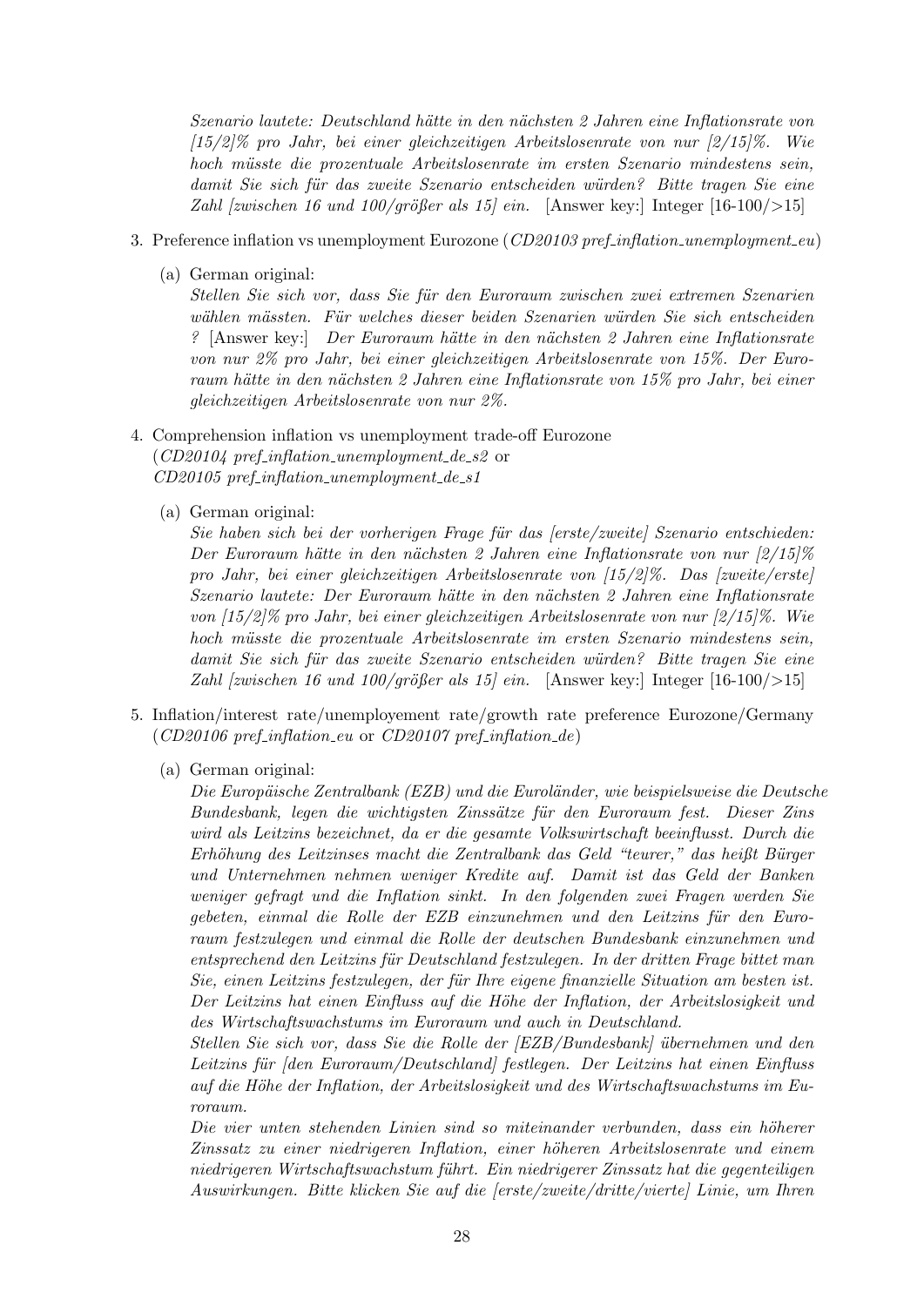*Szenario lautete: Deutschland hätte in den nächsten 2 Jahren eine Inflationsrate von [15/2]% pro Jahr, bei einer gleichzeitigen Arbeitslosenrate von nur [2/15]%. Wie hoch müsste die prozentuale Arbeitslosenrate im ersten Szenario mindestens sein, damit Sie sich für das zweite Szenario entscheiden würden? Bitte tragen Sie eine Zahl [zwischen 16 und 100/größer als 15] ein.* [Answer key:] Integer [16-100/>15]

3. Preference inflation vs unemployment Eurozone (*CD20103 pref_inflation_unemployment_eu*)

   (a) German original:
   *Stellen Sie sich vor, dass Sie für den Euroraum zwischen zwei extremen Szenarien wählen müssten. Für welches dieser beiden Szenarien würden Sie sich entscheiden ?* [Answer key:] *Der Euroraum hätte in den nächsten 2 Jahren eine Inflationsrate von nur 2% pro Jahr, bei einer gleichzeitigen Arbeitslosenrate von 15%. Der Euroraum hätte in den nächsten 2 Jahren eine Inflationsrate von 15% pro Jahr, bei einer gleichzeitigen Arbeitslosenrate von nur 2%.*

4. Comprehension inflation vs unemployment trade-off Eurozone (*CD20104 pref_inflation_unemployment_de_s2* or *CD20105 pref_inflation_unemployment_de_s1*

   (a) German original:
   *Sie haben sich bei der vorherigen Frage für das [erste/zweite] Szenario entschieden: Der Euroraum hätte in den nächsten 2 Jahren eine Inflationsrate von nur [2/15]% pro Jahr, bei einer gleichzeitigen Arbeitslosenrate von [15/2]%. Das [zweite/erste] Szenario lautete: Der Euroraum hätte in den nächsten 2 Jahren eine Inflationsrate von [15/2]% pro Jahr, bei einer gleichzeitigen Arbeitslosenrate von nur [2/15]%. Wie hoch müsste die prozentuale Arbeitslosenrate im ersten Szenario mindestens sein, damit Sie sich für das zweite Szenario entscheiden würden? Bitte tragen Sie eine Zahl [zwischen 16 und 100/größer als 15] ein.* [Answer key:] Integer [16-100/>15]

5. Inflation/interest rate/unemployement rate/growth rate preference Eurozone/Germany (*CD20106 pref_inflation_eu* or *CD20107 pref_inflation_de*)

   (a) German original:
   *Die Europäische Zentralbank (EZB) und die Euroländer, wie beispielsweise die Deutsche Bundesbank, legen die wichtigsten Zinssätze für den Euroraum fest. Dieser Zins wird als Leitzins bezeichnet, da er die gesamte Volkswirtschaft beeinflusst. Durch die Erhöhung des Leitzinses macht die Zentralbank das Geld "teurer," das heißt Bürger und Unternehmen nehmen weniger Kredite auf. Damit ist das Geld der Banken weniger gefragt und die Inflation sinkt. In den folgenden zwei Fragen werden Sie gebeten, einmal die Rolle der EZB einzunehmen und den Leitzins für den Euroraum festzulegen und einmal die Rolle der deutschen Bundesbank einzunehmen und entsprechend den Leitzins für Deutschland festzulegen. In der dritten Frage bittet man Sie, einen Leitzins festzulegen, der für Ihre eigene finanzielle Situation am besten ist. Der Leitzins hat einen Einfluss auf die Höhe der Inflation, der Arbeitslosigkeit und des Wirtschaftswachstums im Euroraum und auch in Deutschland.*
   *Stellen Sie sich vor, dass Sie die Rolle der [EZB/Bundesbank] übernehmen und den Leitzins für [den Euroraum/Deutschland] festlegen. Der Leitzins hat einen Einfluss auf die Höhe der Inflation, der Arbeitslosigkeit und des Wirtschaftswachstums im Euroraum.*
   *Die vier unten stehenden Linien sind so miteinander verbunden, dass ein höherer Zinssatz zu einer niedrigeren Inflation, einer höheren Arbeitslosenrate und einem niedrigeren Wirtschaftswachstum führt. Ein niedrigerer Zinssatz hat die gegenteiligen Auswirkungen. Bitte klicken Sie auf die [erste/zweite/dritte/vierte] Linie, um Ihren*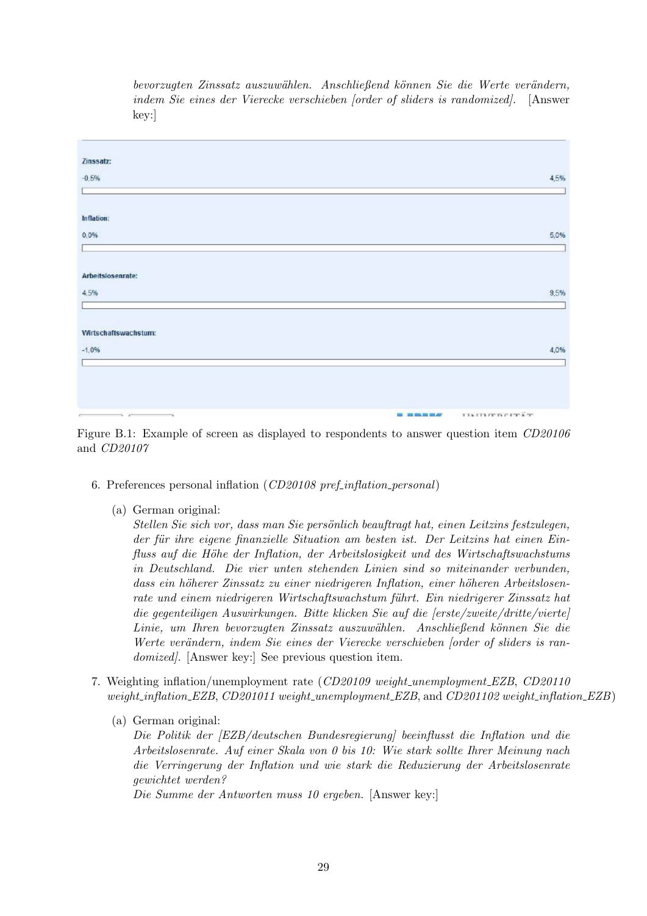*bevorzugten Zinssatz auszuwählen. Anschließend können Sie die Werte verändern, indem Sie eines der Vierecke verschieben [order of sliders is randomized].* [Answer key:]

**Zinssatz:**

-0,5% 4,5%

**Inflation:**

0,0% 5,0%

**Arbeitslosenrate:**

4,5% 9,5%

**Wirtschaftswachstum:**

-1,0% 4,0%

Figure B.1: Example of screen as displayed to respondents to answer question item *CD20106* and *CD20107*

6. Preferences personal inflation (*CD20108 pref_inflation_personal*)

   (a) German original:
   *Stellen Sie sich vor, dass man Sie persönlich beauftragt hat, einen Leitzins festzulegen, der für ihre eigene finanzielle Situation am besten ist. Der Leitzins hat einen Einfluss auf die Höhe der Inflation, der Arbeitslosigkeit und des Wirtschaftswachstums in Deutschland. Die vier unten stehenden Linien sind so miteinander verbunden, dass ein höherer Zinssatz zu einer niedrigeren Inflation, einer höheren Arbeitslosenrate und einem niedrigeren Wirtschaftswachstum führt. Ein niedrigerer Zinssatz hat die gegenteiligen Auswirkungen. Bitte klicken Sie auf die [erste/zweite/dritte/vierte] Linie, um Ihren bevorzugten Zinssatz auszuwählen. Anschließend können Sie die Werte verändern, indem Sie eines der Vierecke verschieben [order of sliders is randomized].* [Answer key:] See previous question item.

7. Weighting inflation/unemployment rate (*CD20109 weight_unemployment_EZB*, *CD20110 weight_inflation_EZB*, *CD201011 weight_unemployment_EZB*, and *CD201102 weight_inflation_EZB*)

   (a) German original:
   *Die Politik der [EZB/deutschen Bundesregierung] beeinflusst die Inflation und die Arbeitslosenrate. Auf einer Skala von 0 bis 10: Wie stark sollte Ihrer Meinung nach die Verringerung der Inflation und wie stark die Reduzierung der Arbeitslosenrate gewichtet werden?*
   *Die Summe der Antworten muss 10 ergeben.* [Answer key:]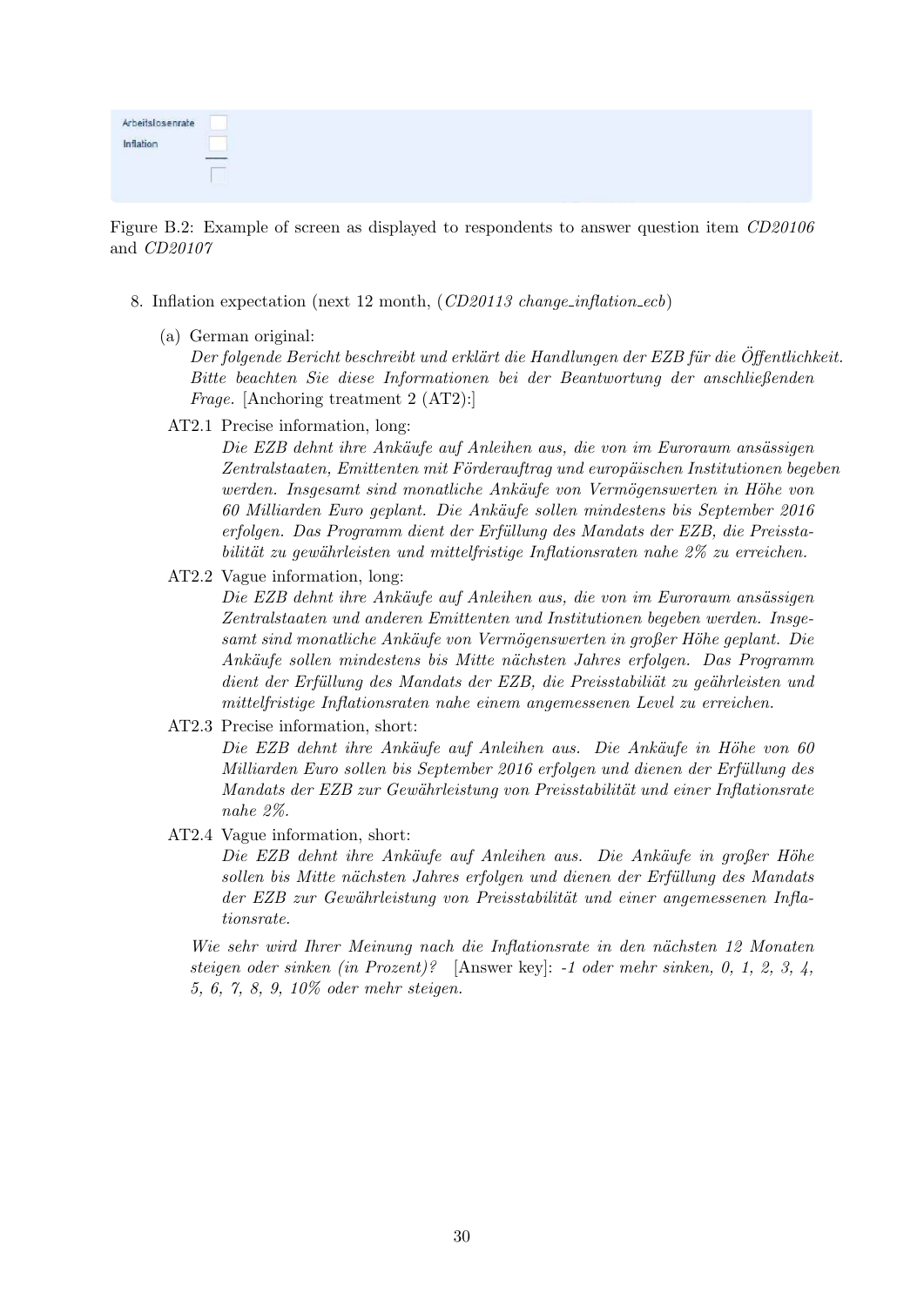Arbeitslosenrate

Inflation

Figure B.2: Example of screen as displayed to respondents to answer question item *CD20106* and *CD20107*

8. Inflation expectation (next 12 month, (*CD20113 change_inflation_ecb*)

   (a) German original:
   *Der folgende Bericht beschreibt und erklärt die Handlungen der EZB für die Öffentlichkeit. Bitte beachten Sie diese Informationen bei der Beantwortung der anschließenden Frage.* [Anchoring treatment 2 (AT2):]

   AT2.1 Precise information, long:
   *Die EZB dehnt ihre Ankäufe auf Anleihen aus, die von im Euroraum ansässigen Zentralstaaten, Emittenten mit Förderauftrag und europäischen Institutionen begeben werden. Insgesamt sind monatliche Ankäufe von Vermögenswerten in Höhe von 60 Milliarden Euro geplant. Die Ankäufe sollen mindestens bis September 2016 erfolgen. Das Programm dient der Erfüllung des Mandats der EZB, die Preisstabilität zu gewährleisten und mittelfristige Inflationsraten nahe 2% zu erreichen.*

   AT2.2 Vague information, long:
   *Die EZB dehnt ihre Ankäufe auf Anleihen aus, die von im Euroraum ansässigen Zentralstaaten und anderen Emittenten und Institutionen begeben werden. Insgesamt sind monatliche Ankäufe von Vermögenswerten in großer Höhe geplant. Die Ankäufe sollen mindestens bis Mitte nächsten Jahres erfolgen. Das Programm dient der Erfüllung des Mandats der EZB, die Preisstabiliät zu geährleisten und mittelfristige Inflationsraten nahe einem angemessenen Level zu erreichen.*

   AT2.3 Precise information, short:
   *Die EZB dehnt ihre Ankäufe auf Anleihen aus. Die Ankäufe in Höhe von 60 Milliarden Euro sollen bis September 2016 erfolgen und dienen der Erfüllung des Mandats der EZB zur Gewährleistung von Preisstabilität und einer Inflationsrate nahe 2%.*

   AT2.4 Vague information, short:
   *Die EZB dehnt ihre Ankäufe auf Anleihen aus. Die Ankäufe in großer Höhe sollen bis Mitte nächsten Jahres erfolgen und dienen der Erfüllung des Mandats der EZB zur Gewährleistung von Preisstabilität und einer angemessenen Inflationsrate.*

   *Wie sehr wird Ihrer Meinung nach die Inflationsrate in den nächsten 12 Monaten steigen oder sinken (in Prozent)?* [Answer key]: *-1 oder mehr sinken, 0, 1, 2, 3, 4, 5, 6, 7, 8, 9, 10% oder mehr steigen.*